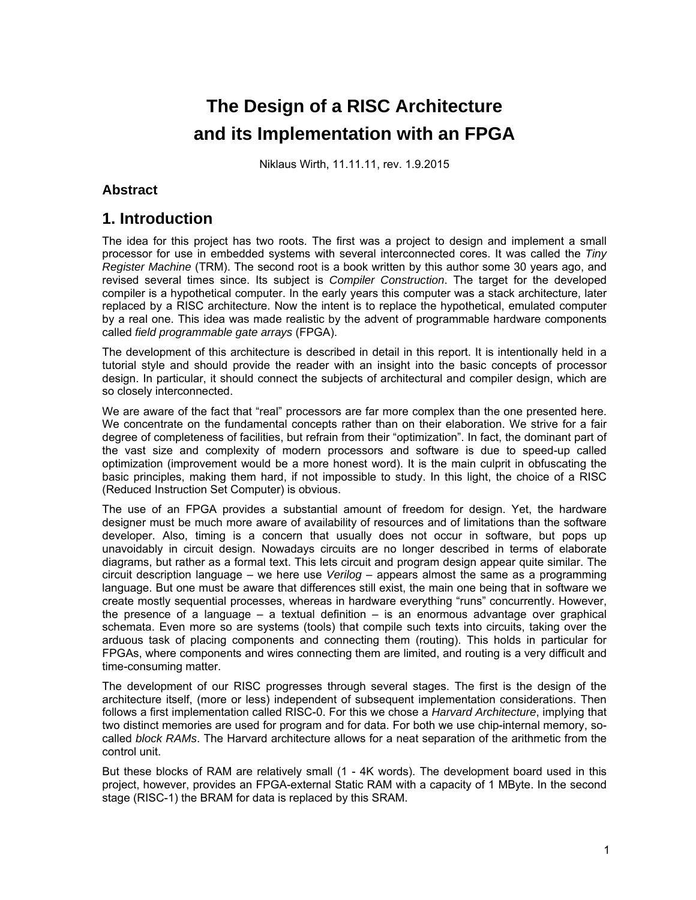# The Design of a RISC Architecture and its Implementation with an FPGA

Niklaus Wirth, 11.11.11, rev. 1.9.2015

### Abstract

## 1. Introduction

The idea for this project has two roots. The first was a project to design and implement a small processor for use in embedded systems with several interconnected cores. It was called the *Tiny Register Machine* (TRM). The second root is a book written by this author some 30 years ago, and revised several times since. Its subject is *Compiler Construction*. The target for the developed compiler is a hypothetical computer. In the early years this computer was a stack architecture, later replaced by a RISC architecture. Now the intent is to replace the hypothetical, emulated computer by a real one. This idea was made realistic by the advent of programmable hardware components called *field programmable gate arrays* (FPGA).

The development of this architecture is described in detail in this report. It is intentionally held in a tutorial style and should provide the reader with an insight into the basic concepts of processor design. In particular, it should connect the subjects of architectural and compiler design, which are so closely interconnected.

We are aware of the fact that "real" processors are far more complex than the one presented here. We concentrate on the fundamental concepts rather than on their elaboration. We strive for a fair degree of completeness of facilities, but refrain from their "optimization". In fact, the dominant part of the vast size and complexity of modern processors and software is due to speed-up called optimization (improvement would be a more honest word). It is the main culprit in obfuscating the basic principles, making them hard, if not impossible to study. In this light, the choice of a RISC (Reduced Instruction Set Computer) is obvious.

The use of an FPGA provides a substantial amount of freedom for design. Yet, the hardware designer must be much more aware of availability of resources and of limitations than the software developer. Also, timing is a concern that usually does not occur in software, but pops up unavoidably in circuit design. Nowadays circuits are no longer described in terms of elaborate diagrams, but rather as a formal text. This lets circuit and program design appear quite similar. The circuit description language – we here use *Verilog* – appears almost the same as a programming language. But one must be aware that differences still exist, the main one being that in software we create mostly sequential processes, whereas in hardware everything "runs" concurrently. However, the presence of a language – a textual definition – is an enormous advantage over graphical schemata. Even more so are systems (tools) that compile such texts into circuits, taking over the arduous task of placing components and connecting them (routing). This holds in particular for FPGAs, where components and wires connecting them are limited, and routing is a very difficult and time-consuming matter.

The development of our RISC progresses through several stages. The first is the design of the architecture itself, (more or less) independent of subsequent implementation considerations. Then follows a first implementation called RISC-0. For this we chose a *Harvard Architecture*, implying that two distinct memories are used for program and for data. For both we use chip-internal memory, so-called *block RAMs*. The Harvard architecture allows for a neat separation of the arithmetic from the control unit.

But these blocks of RAM are relatively small (1 - 4K words). The development board used in this project, however, provides an FPGA-external Static RAM with a capacity of 1 MByte. In the second stage (RISC-1) the BRAM for data is replaced by this SRAM.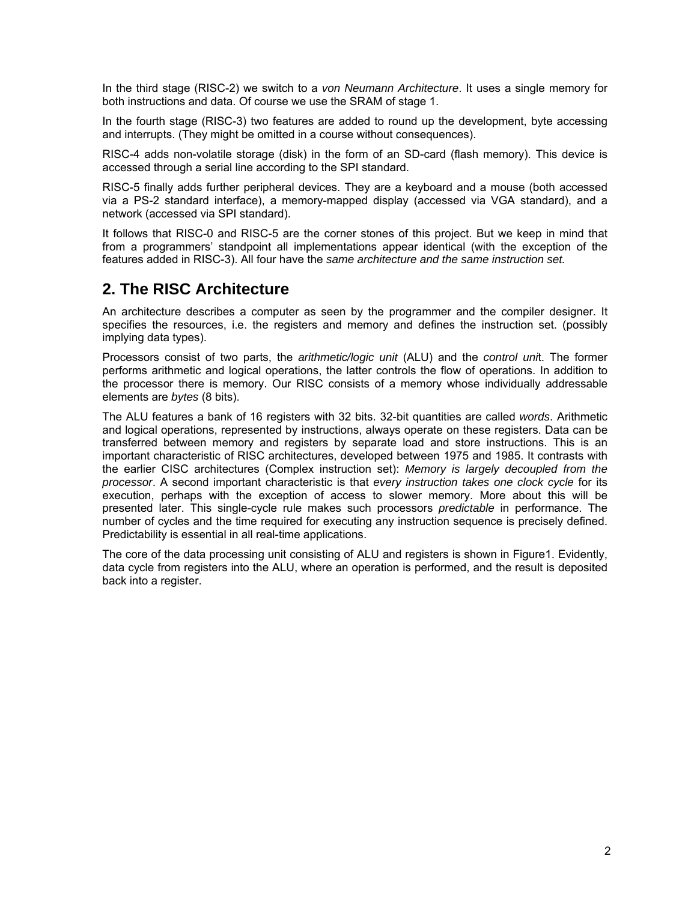In the third stage (RISC-2) we switch to a *von Neumann Architecture*. It uses a single memory for both instructions and data. Of course we use the SRAM of stage 1.

In the fourth stage (RISC-3) two features are added to round up the development, byte accessing and interrupts. (They might be omitted in a course without consequences).

RISC-4 adds non-volatile storage (disk) in the form of an SD-card (flash memory). This device is accessed through a serial line according to the SPI standard.

RISC-5 finally adds further peripheral devices. They are a keyboard and a mouse (both accessed via a PS-2 standard interface), a memory-mapped display (accessed via VGA standard), and a network (accessed via SPI standard).

It follows that RISC-0 and RISC-5 are the corner stones of this project. But we keep in mind that from a programmers' standpoint all implementations appear identical (with the exception of the features added in RISC-3). All four have the *same architecture and the same instruction set.*

## 2. The RISC Architecture

An architecture describes a computer as seen by the programmer and the compiler designer. It specifies the resources, i.e. the registers and memory and defines the instruction set. (possibly implying data types).

Processors consist of two parts, the *arithmetic/logic unit* (ALU) and the *control uni*t. The former performs arithmetic and logical operations, the latter controls the flow of operations. In addition to the processor there is memory. Our RISC consists of a memory whose individually addressable elements are *bytes* (8 bits).

The ALU features a bank of 16 registers with 32 bits. 32-bit quantities are called *words*. Arithmetic and logical operations, represented by instructions, always operate on these registers. Data can be transferred between memory and registers by separate load and store instructions. This is an important characteristic of RISC architectures, developed between 1975 and 1985. It contrasts with the earlier CISC architectures (Complex instruction set): *Memory is largely decoupled from the processor*. A second important characteristic is that *every instruction takes one clock cycle* for its execution, perhaps with the exception of access to slower memory. More about this will be presented later. This single-cycle rule makes such processors *predictable* in performance. The number of cycles and the time required for executing any instruction sequence is precisely defined. Predictability is essential in all real-time applications.

The core of the data processing unit consisting of ALU and registers is shown in Figure1. Evidently, data cycle from registers into the ALU, where an operation is performed, and the result is deposited back into a register.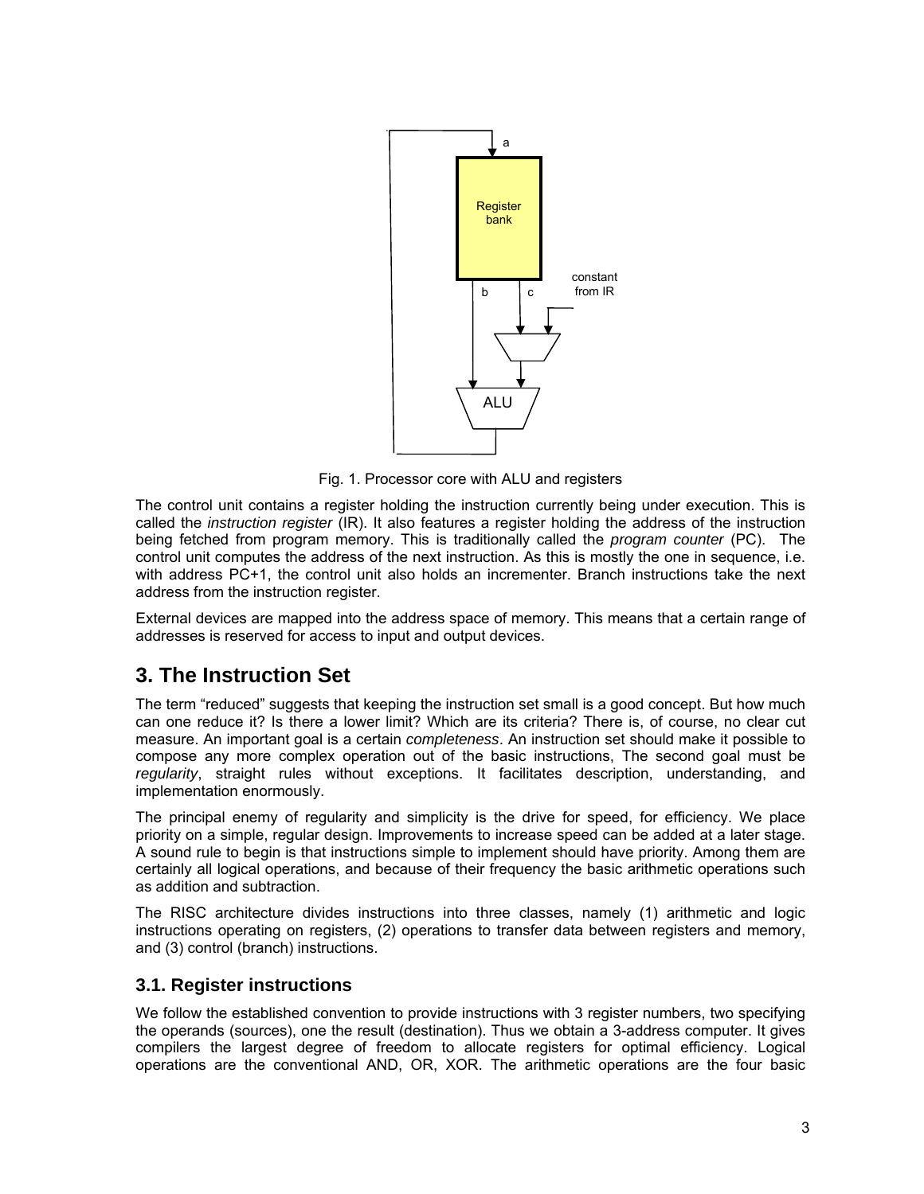Fig. 1. Processor core with ALU and registers

The control unit contains a register holding the instruction currently being under execution. This is called the *instruction register* (IR). It also features a register holding the address of the instruction being fetched from program memory. This is traditionally called the *program counter* (PC). The control unit computes the address of the next instruction. As this is mostly the one in sequence, i.e. with address PC+1, the control unit also holds an incrementer. Branch instructions take the next address from the instruction register.

External devices are mapped into the address space of memory. This means that a certain range of addresses is reserved for access to input and output devices.

## 3. The Instruction Set

The term "reduced" suggests that keeping the instruction set small is a good concept. But how much can one reduce it? Is there a lower limit? Which are its criteria? There is, of course, no clear cut measure. An important goal is a certain *completeness*. An instruction set should make it possible to compose any more complex operation out of the basic instructions, The second goal must be *regularity*, straight rules without exceptions. It facilitates description, understanding, and implementation enormously.

The principal enemy of regularity and simplicity is the drive for speed, for efficiency. We place priority on a simple, regular design. Improvements to increase speed can be added at a later stage. A sound rule to begin is that instructions simple to implement should have priority. Among them are certainly all logical operations, and because of their frequency the basic arithmetic operations such as addition and subtraction.

The RISC architecture divides instructions into three classes, namely (1) arithmetic and logic instructions operating on registers, (2) operations to transfer data between registers and memory, and (3) control (branch) instructions.

### 3.1. Register instructions

We follow the established convention to provide instructions with 3 register numbers, two specifying the operands (sources), one the result (destination). Thus we obtain a 3-address computer. It gives compilers the largest degree of freedom to allocate registers for optimal efficiency. Logical operations are the conventional AND, OR, XOR. The arithmetic operations are the four basic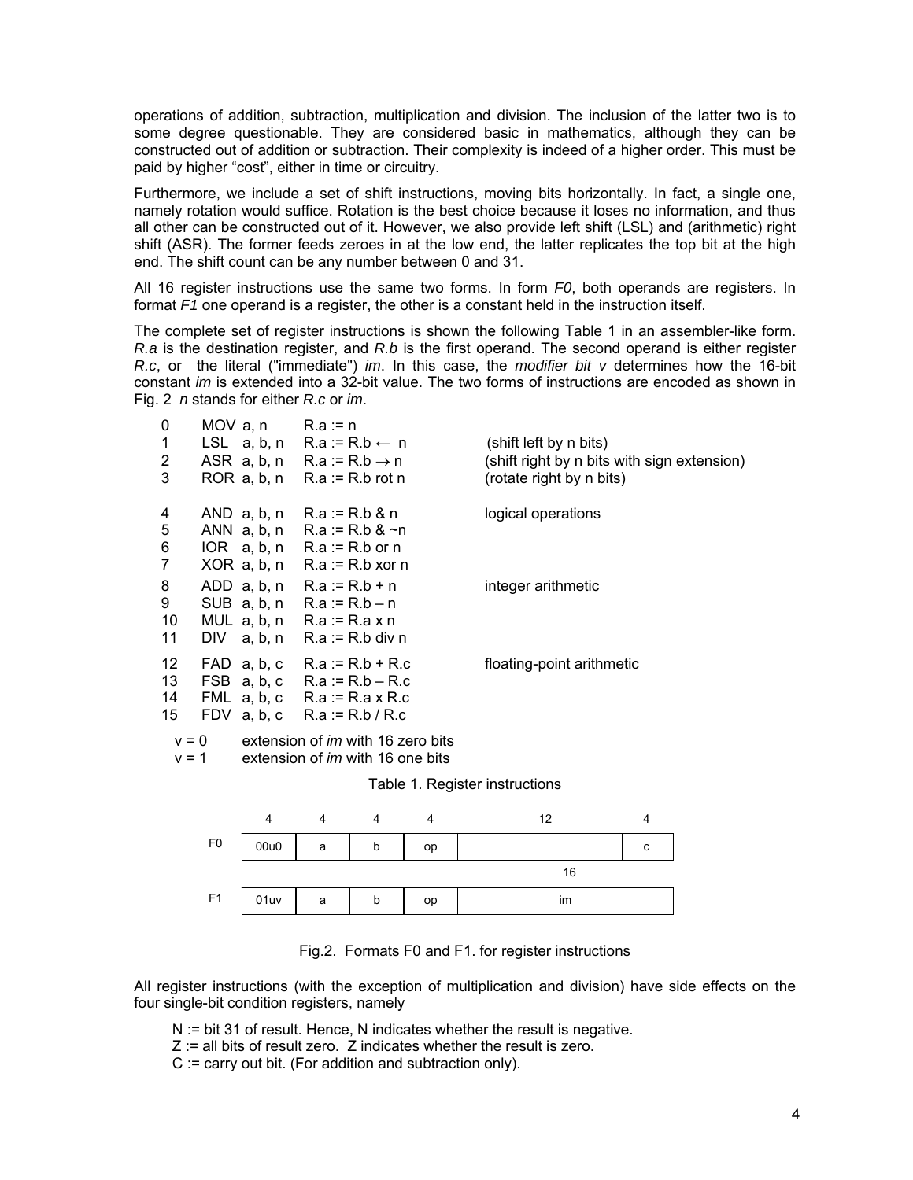operations of addition, subtraction, multiplication and division. The inclusion of the latter two is to some degree questionable. They are considered basic in mathematics, although they can be constructed out of addition or subtraction. Their complexity is indeed of a higher order. This must be paid by higher "cost", either in time or circuitry.

Furthermore, we include a set of shift instructions, moving bits horizontally. In fact, a single one, namely rotation would suffice. Rotation is the best choice because it loses no information, and thus all other can be constructed out of it. However, we also provide left shift (LSL) and (arithmetic) right shift (ASR). The former feeds zeroes in at the low end, the latter replicates the top bit at the high end. The shift count can be any number between 0 and 31.

All 16 register instructions use the same two forms. In form *F0*, both operands are registers. In format *F1* one operand is a register, the other is a constant held in the instruction itself.

The complete set of register instructions is shown the following Table 1 in an assembler-like form. *R.a* is the destination register, and *R.b* is the first operand. The second operand is either register *R.c*, or the literal ("immediate") *im*. In this case, the *modifier bit v* determines how the 16-bit constant *im* is extended into a 32-bit value. The two forms of instructions are encoded as shown in Fig. 2 *n* stands for either *R.c* or *im*.

| | | | |
|---|---|---|---|
| 0 | MOV a, n | R.a := n | |
| 1 | LSL a, b, n | R.a := R.b ← n | (shift left by n bits) |
| 2 | ASR a, b, n | R.a := R.b → n | (shift right by n bits with sign extension) |
| 3 | ROR a, b, n | R.a := R.b rot n | (rotate right by n bits) |
| 4 | AND a, b, n | R.a := R.b & n | logical operations |
| 5 | ANN a, b, n | R.a := R.b & ~n | |
| 6 | IOR a, b, n | R.a := R.b or n | |
| 7 | XOR a, b, n | R.a := R.b xor n | |
| 8 | ADD a, b, n | R.a := R.b + n | integer arithmetic |
| 9 | SUB a, b, n | R.a := R.b – n | |
| 10 | MUL a, b, n | R.a := R.a x n | |
| 11 | DIV a, b, n | R.a := R.b div n | |
| 12 | FAD a, b, c | R.a := R.b + R.c | floating-point arithmetic |
| 13 | FSB a, b, c | R.a := R.b – R.c | |
| 14 | FML a, b, c | R.a := R.a x R.c | |
| 15 | FDV a, b, c | R.a := R.b / R.c | |

v = 0 extension of *im* with 16 zero bits
v = 1 extension of *im* with 16 one bits

Table 1. Register instructions

| | 4 | 4 | 4 | 4 | 12 | 4 |
|---|---|---|---|---|---|---|
| F0 | 00u0 | a | b | op | | c |
| | | | | | 16 | |
| F1 | 01uv | a | b | op | im | |

Fig.2. Formats F0 and F1. for register instructions

All register instructions (with the exception of multiplication and division) have side effects on the four single-bit condition registers, namely

N := bit 31 of result. Hence, N indicates whether the result is negative.
Z := all bits of result zero. Z indicates whether the result is zero.
C := carry out bit. (For addition and subtraction only).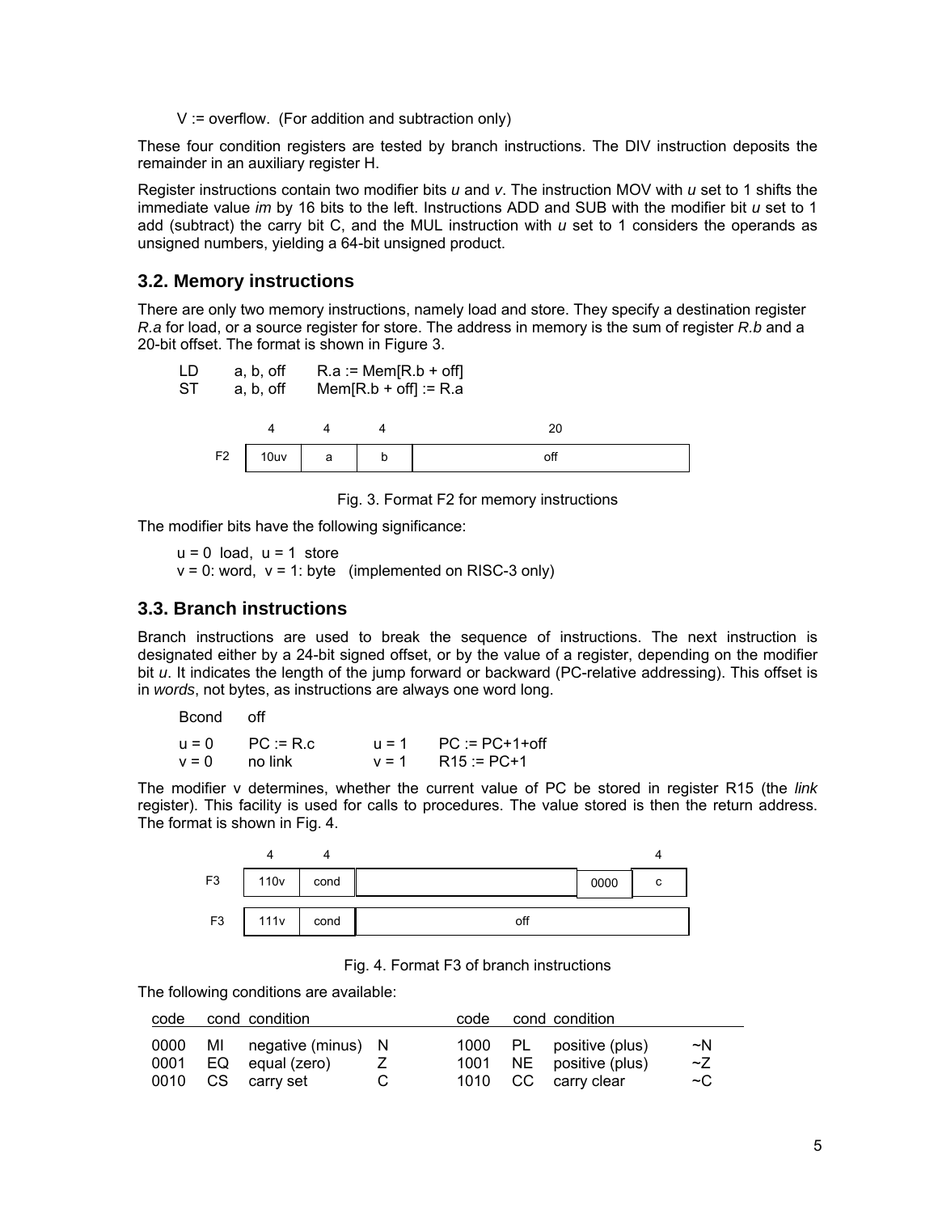V := overflow. (For addition and subtraction only)

These four condition registers are tested by branch instructions. The DIV instruction deposits the remainder in an auxiliary register H.

Register instructions contain two modifier bits *u* and *v*. The instruction MOV with *u* set to 1 shifts the immediate value *im* by 16 bits to the left. Instructions ADD and SUB with the modifier bit *u* set to 1 add (subtract) the carry bit C, and the MUL instruction with *u* set to 1 considers the operands as unsigned numbers, yielding a 64-bit unsigned product.

## 3.2. Memory instructions

There are only two memory instructions, namely load and store. They specify a destination register *R.a* for load, or a source register for store. The address in memory is the sum of register *R.b* and a 20-bit offset. The format is shown in Figure 3.

```
LD    a, b, off     R.a := Mem[R.b + off]
ST    a, b, off     Mem[R.b + off] := R.a
```

| | 4 | 4 | 4 | 20 |
|---|---|---|---|---|
| F2 | 10uv | a | b | off |

Fig. 3. Format F2 for memory instructions

The modifier bits have the following significance:

u = 0 load, u = 1 store
v = 0: word, v = 1: byte (implemented on RISC-3 only)

## 3.3. Branch instructions

Branch instructions are used to break the sequence of instructions. The next instruction is designated either by a 24-bit signed offset, or by the value of a register, depending on the modifier bit *u*. It indicates the length of the jump forward or backward (PC-relative addressing). This offset is in *words*, not bytes, as instructions are always one word long.

```
Bcond   off

u = 0   PC := R.c        u = 1   PC := PC+1+off
v = 0   no link          v = 1   R15 := PC+1
```

The modifier v determines, whether the current value of PC be stored in register R15 (the *link* register). This facility is used for calls to procedures. The value stored is then the return address. The format is shown in Fig. 4.

| | 4 | 4 | | | 4 |
|---|---|---|---|---|---|
| F3 | 110v | cond | | 0000 | c |
| F3 | 111v | cond | off | | |

Fig. 4. Format F3 of branch instructions

The following conditions are available:

| code | cond | condition | | code | cond | condition | |
|---|---|---|---|---|---|---|---|
| 0000 | MI | negative (minus) | N | 1000 | PL | positive (plus) | ~N |
| 0001 | EQ | equal (zero) | Z | 1001 | NE | positive (plus) | ~Z |
| 0010 | CS | carry set | C | 1010 | CC | carry clear | ~C |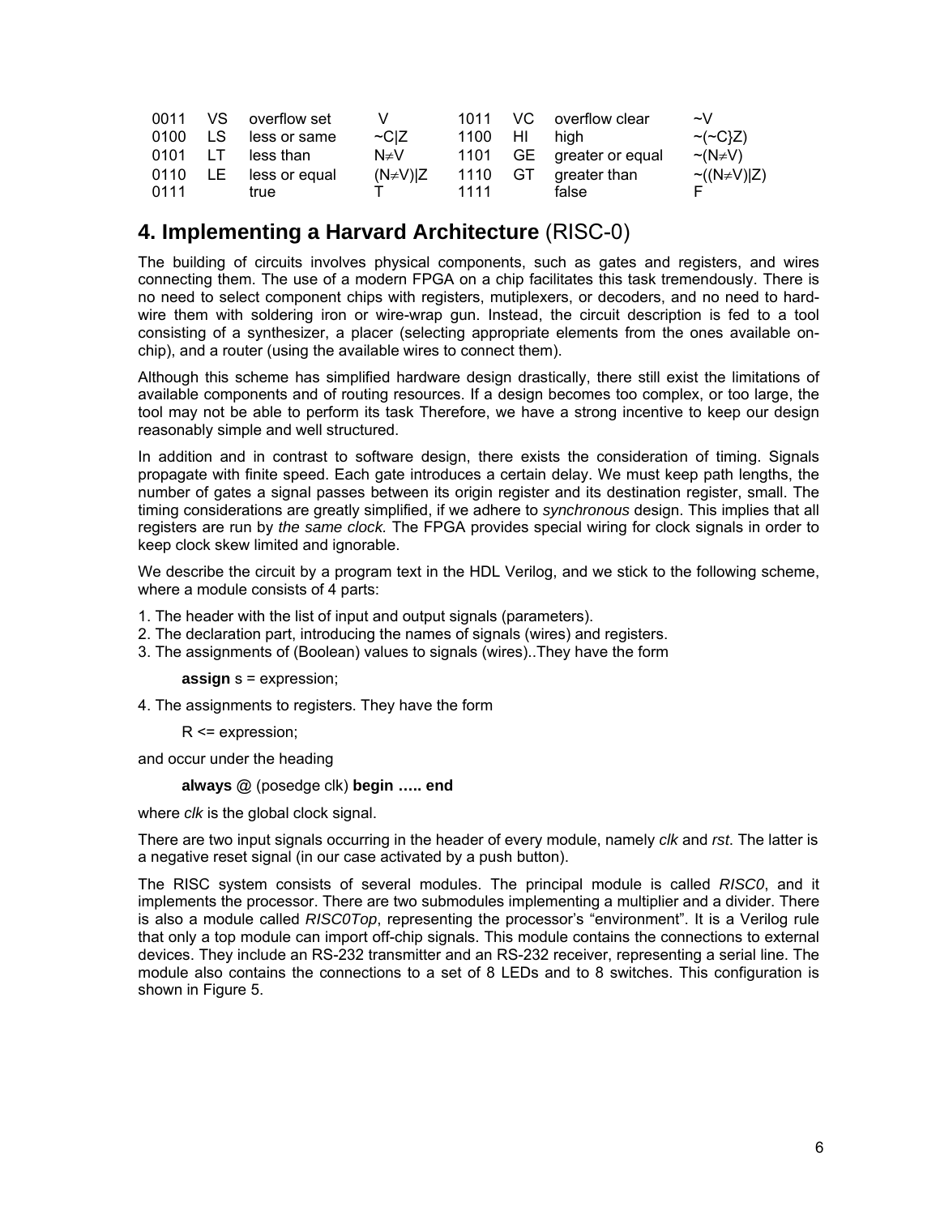| | | | | | | | |
|---|---|---|---|---|---|---|---|
| 0011 | VS | overflow set | V | 1011 | VC | overflow clear | ~V |
| 0100 | LS | less or same | ~C\|Z | 1100 | HI | high | ~(~C}Z) |
| 0101 | LT | less than | N≠V | 1101 | GE | greater or equal | ~(N≠V) |
| 0110 | LE | less or equal | (N≠V)\|Z | 1110 | GT | greater than | ~((N≠V)\|Z) |
| 0111 | | true | T | 1111 | | false | F |

## 4. Implementing a Harvard Architecture (RISC-0)

The building of circuits involves physical components, such as gates and registers, and wires connecting them. The use of a modern FPGA on a chip facilitates this task tremendously. There is no need to select component chips with registers, mutiplexers, or decoders, and no need to hard-wire them with soldering iron or wire-wrap gun. Instead, the circuit description is fed to a tool consisting of a synthesizer, a placer (selecting appropriate elements from the ones available on-chip), and a router (using the available wires to connect them).

Although this scheme has simplified hardware design drastically, there still exist the limitations of available components and of routing resources. If a design becomes too complex, or too large, the tool may not be able to perform its task Therefore, we have a strong incentive to keep our design reasonably simple and well structured.

In addition and in contrast to software design, there exists the consideration of timing. Signals propagate with finite speed. Each gate introduces a certain delay. We must keep path lengths, the number of gates a signal passes between its origin register and its destination register, small. The timing considerations are greatly simplified, if we adhere to *synchronous* design. This implies that all registers are run by *the same clock.* The FPGA provides special wiring for clock signals in order to keep clock skew limited and ignorable.

We describe the circuit by a program text in the HDL Verilog, and we stick to the following scheme, where a module consists of 4 parts:

1. The header with the list of input and output signals (parameters).
2. The declaration part, introducing the names of signals (wires) and registers.
3. The assignments of (Boolean) values to signals (wires)..They have the form

   **assign** s = expression;

4. The assignments to registers. They have the form

   R <= expression;

and occur under the heading

   **always** @ (posedge clk) **begin ….. end**

where *clk* is the global clock signal.

There are two input signals occurring in the header of every module, namely *clk* and *rst*. The latter is a negative reset signal (in our case activated by a push button).

The RISC system consists of several modules. The principal module is called *RISC0*, and it implements the processor. There are two submodules implementing a multiplier and a divider. There is also a module called *RISC0Top*, representing the processor's "environment". It is a Verilog rule that only a top module can import off-chip signals. This module contains the connections to external devices. They include an RS-232 transmitter and an RS-232 receiver, representing a serial line. The module also contains the connections to a set of 8 LEDs and to 8 switches. This configuration is shown in Figure 5.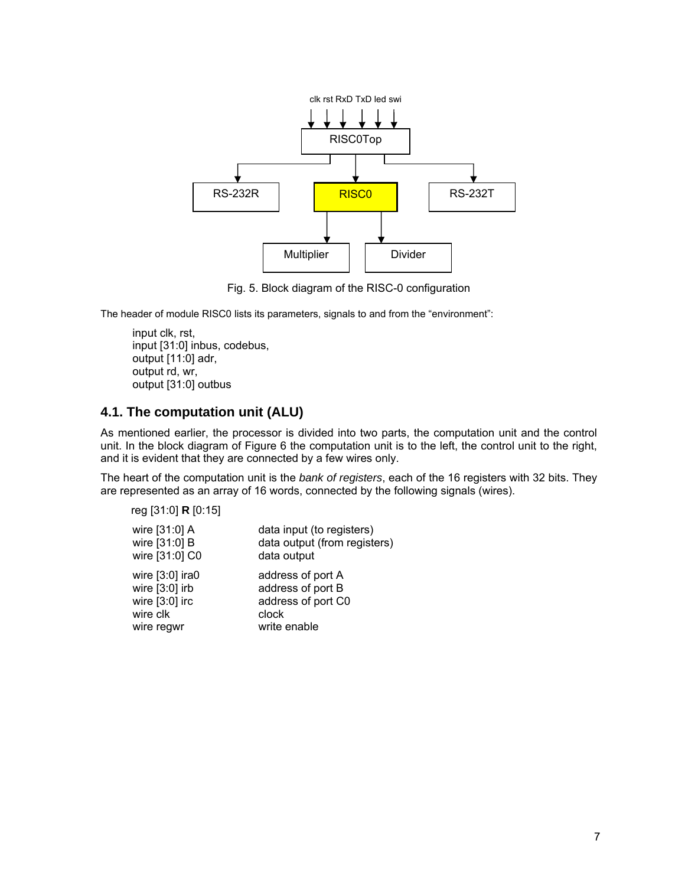Fig. 5. Block diagram of the RISC-0 configuration

The header of module RISC0 lists its parameters, signals to and from the "environment":

```
input clk, rst,
input [31:0] inbus, codebus,
output [11:0] adr,
output rd, wr,
output [31:0] outbus
```

## 4.1. The computation unit (ALU)

As mentioned earlier, the processor is divided into two parts, the computation unit and the control unit. In the block diagram of Figure 6 the computation unit is to the left, the control unit to the right, and it is evident that they are connected by a few wires only.

The heart of the computation unit is the *bank of registers*, each of the 16 registers with 32 bits. They are represented as an array of 16 words, connected by the following signals (wires).

reg [31:0] **R** [0:15]

| | |
|---|---|
| wire [31:0] A | data input (to registers) |
| wire [31:0] B | data output (from registers) |
| wire [31:0] C0 | data output |
| wire [3:0] ira0 | address of port A |
| wire [3:0] irb | address of port B |
| wire [3:0] irc | address of port C0 |
| wire clk | clock |
| wire regwr | write enable |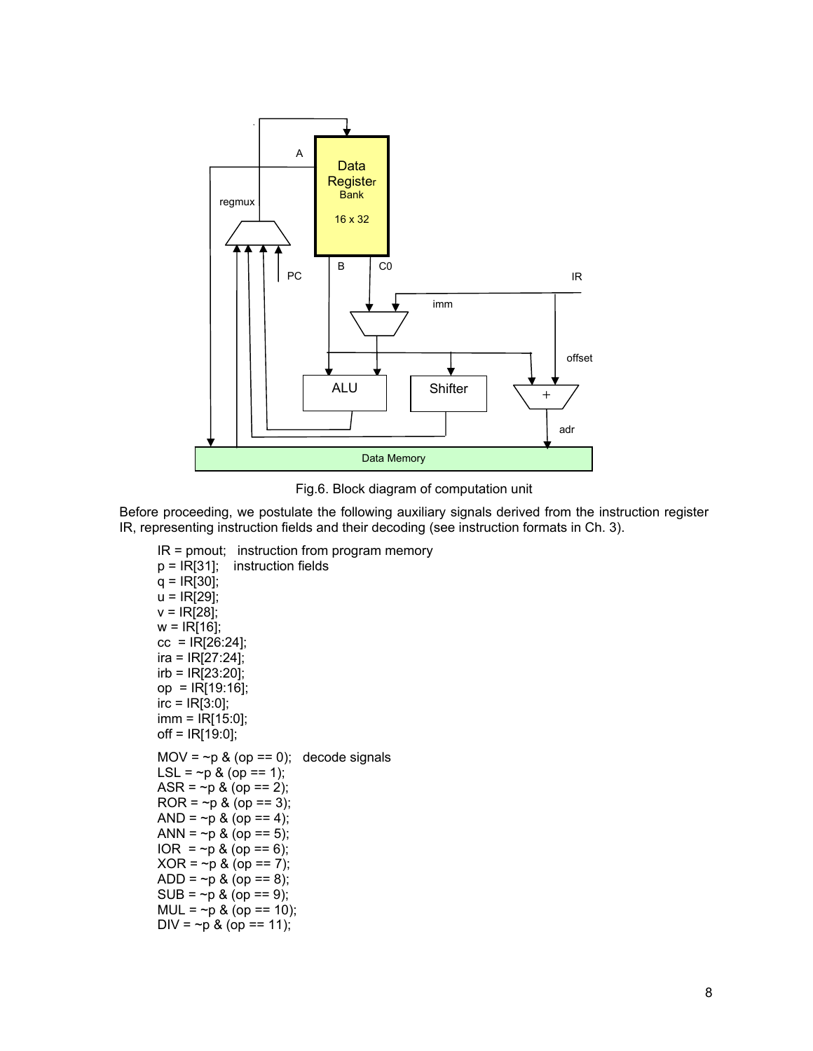Fig.6. Block diagram of computation unit

Before proceeding, we postulate the following auxiliary signals derived from the instruction register IR, representing instruction fields and their decoding (see instruction formats in Ch. 3).

```
IR = pmout;   instruction from program memory
p = IR[31];   instruction fields
q = IR[30];
u = IR[29];
v = IR[28];
w = IR[16];
cc  = IR[26:24];
ira = IR[27:24];
irb = IR[23:20];
op  = IR[19:16];
irc = IR[3:0];
imm = IR[15:0];
off = IR[19:0];

MOV = ~p & (op == 0);   decode signals
LSL = ~p & (op == 1);
ASR = ~p & (op == 2);
ROR = ~p & (op == 3);
AND = ~p & (op == 4);
ANN = ~p & (op == 5);
IOR  = ~p & (op == 6);
XOR = ~p & (op == 7);
ADD = ~p & (op == 8);
SUB = ~p & (op == 9);
MUL = ~p & (op == 10);
DIV = ~p & (op == 11);
```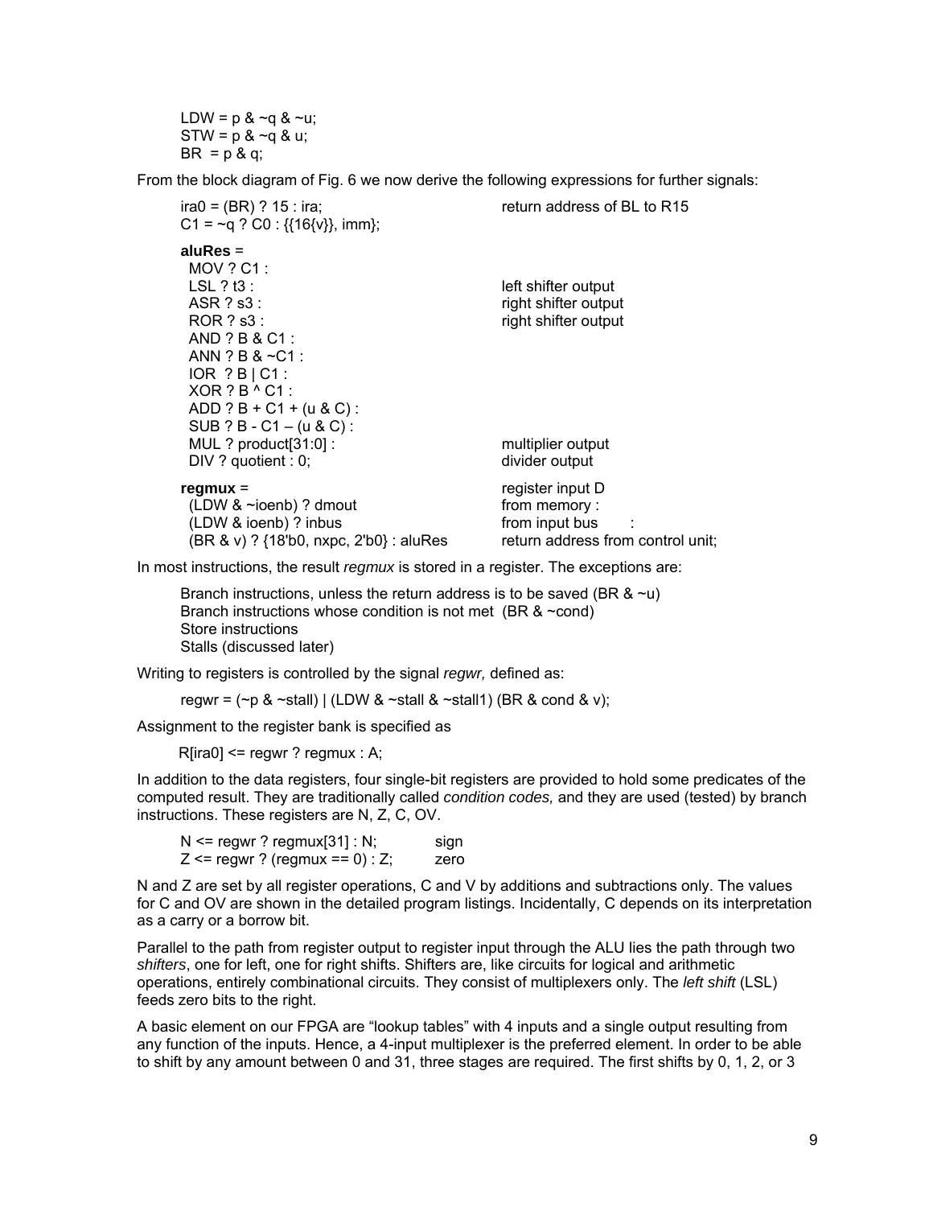```
LDW = p & ~q & ~u;
STW = p & ~q & u;
BR  = p & q;
```

From the block diagram of Fig. 6 we now derive the following expressions for further signals:

```
ira0 = (BR) ? 15 : ira;                     return address of BL to R15
C1 = ~q ? C0 : {{16{v}}, imm};

aluRes =
  MOV ? C1 :
  LSL ? t3 :                                left shifter output
  ASR ? s3 :                                right shifter output
  ROR ? s3 :                                right shifter output
  AND ? B & C1 :
  ANN ? B & ~C1 :
  IOR  ? B | C1 :
  XOR ? B ^ C1 :
  ADD ? B + C1 + (u & C) :
  SUB ? B - C1 – (u & C) :
  MUL ? product[31:0] :                     multiplier output
  DIV ? quotient : 0;                       divider output

regmux =                                    register input D
  (LDW & ~ioenb) ? dmout                    from memory :
  (LDW & ioenb) ? inbus                     from input bus      :
  (BR & v) ? {18'b0, nxpc, 2'b0} : aluRes   return address from control unit;
```

In most instructions, the result *regmux* is stored in a register. The exceptions are:

- Branch instructions, unless the return address is to be saved (BR & ~u)
- Branch instructions whose condition is not met  (BR & ~cond)
- Store instructions
- Stalls (discussed later)

Writing to registers is controlled by the signal *regwr,* defined as:

```
regwr = (~p & ~stall) | (LDW & ~stall & ~stall1) (BR & cond & v);
```

Assignment to the register bank is specified as

```
R[ira0] <= regwr ? regmux : A;
```

In addition to the data registers, four single-bit registers are provided to hold some predicates of the computed result. They are traditionally called *condition codes,* and they are used (tested) by branch instructions. These registers are N, Z, C, OV.

```
N <= regwr ? regmux[31] : N;        sign
Z <= regwr ? (regmux == 0) : Z;     zero
```

N and Z are set by all register operations, C and V by additions and subtractions only. The values for C and OV are shown in the detailed program listings. Incidentally, C depends on its interpretation as a carry or a borrow bit.

Parallel to the path from register output to register input through the ALU lies the path through two *shifters*, one for left, one for right shifts. Shifters are, like circuits for logical and arithmetic operations, entirely combinational circuits. They consist of multiplexers only. The *left shift* (LSL) feeds zero bits to the right.

A basic element on our FPGA are "lookup tables" with 4 inputs and a single output resulting from any function of the inputs. Hence, a 4-input multiplexer is the preferred element. In order to be able to shift by any amount between 0 and 31, three stages are required. The first shifts by 0, 1, 2, or 3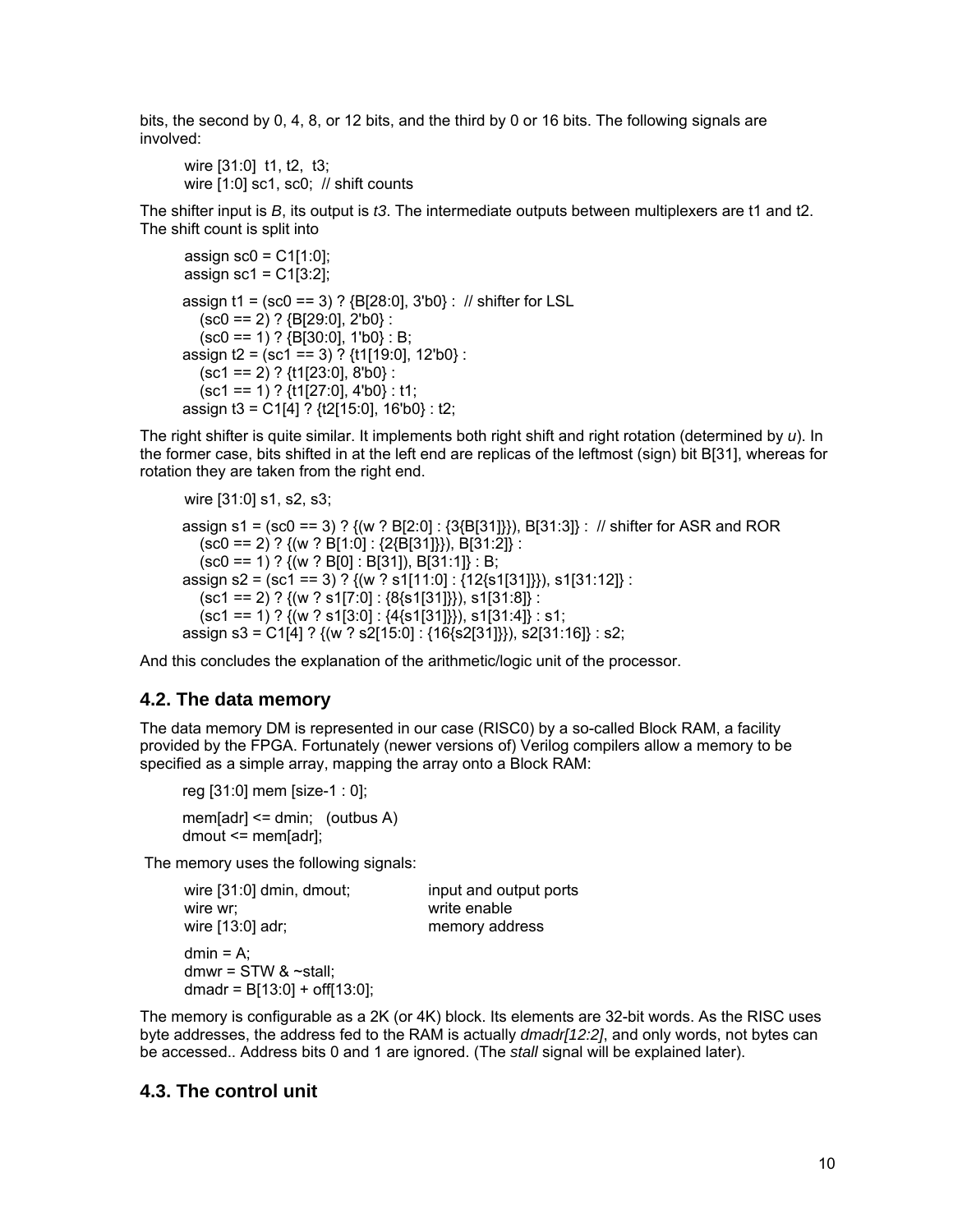bits, the second by 0, 4, 8, or 12 bits, and the third by 0 or 16 bits. The following signals are involved:

```
wire [31:0]  t1, t2,  t3;
wire [1:0] sc1, sc0;  // shift counts
```

The shifter input is *B*, its output is *t3*. The intermediate outputs between multiplexers are t1 and t2. The shift count is split into

```
assign sc0 = C1[1:0];
assign sc1 = C1[3:2];

assign t1 = (sc0 == 3) ? {B[28:0], 3'b0} :  // shifter for LSL
   (sc0 == 2) ? {B[29:0], 2'b0} :
   (sc0 == 1) ? {B[30:0], 1'b0} : B;
assign t2 = (sc1 == 3) ? {t1[19:0], 12'b0} :
   (sc1 == 2) ? {t1[23:0], 8'b0} :
   (sc1 == 1) ? {t1[27:0], 4'b0} : t1;
assign t3 = C1[4] ? {t2[15:0], 16'b0} : t2;
```

The right shifter is quite similar. It implements both right shift and right rotation (determined by *u*). In the former case, bits shifted in at the left end are replicas of the leftmost (sign) bit B[31], whereas for rotation they are taken from the right end.

```
wire [31:0] s1, s2, s3;

assign s1 = (sc0 == 3) ? {(w ? B[2:0] : {3{B[31]}}), B[31:3]} :  // shifter for ASR and ROR
   (sc0 == 2) ? {(w ? B[1:0] : {2{B[31]}}), B[31:2]} :
   (sc0 == 1) ? {(w ? B[0] : B[31]), B[31:1]} : B;
assign s2 = (sc1 == 3) ? {(w ? s1[11:0] : {12{s1[31]}}), s1[31:12]} :
   (sc1 == 2) ? {(w ? s1[7:0] : {8{s1[31]}}), s1[31:8]} :
   (sc1 == 1) ? {(w ? s1[3:0] : {4{s1[31]}}), s1[31:4]} : s1;
assign s3 = C1[4] ? {(w ? s2[15:0] : {16{s2[31]}}), s2[31:16]} : s2;
```

And this concludes the explanation of the arithmetic/logic unit of the processor.

## 4.2. The data memory

The data memory DM is represented in our case (RISC0) by a so-called Block RAM, a facility provided by the FPGA. Fortunately (newer versions of) Verilog compilers allow a memory to be specified as a simple array, mapping the array onto a Block RAM:

```
reg [31:0] mem [size-1 : 0];

mem[adr] <= dmin;   (outbus A)
dmout <= mem[adr];
```

The memory uses the following signals:

```
wire [31:0] dmin, dmout;        input and output ports
wire wr;                        write enable
wire [13:0] adr;                memory address

dmin = A;
dmwr = STW & ~stall;
dmadr = B[13:0] + off[13:0];
```

The memory is configurable as a 2K (or 4K) block. Its elements are 32-bit words. As the RISC uses byte addresses, the address fed to the RAM is actually *dmadr[12:2]*, and only words, not bytes can be accessed.. Address bits 0 and 1 are ignored. (The *stall* signal will be explained later).

## 4.3. The control unit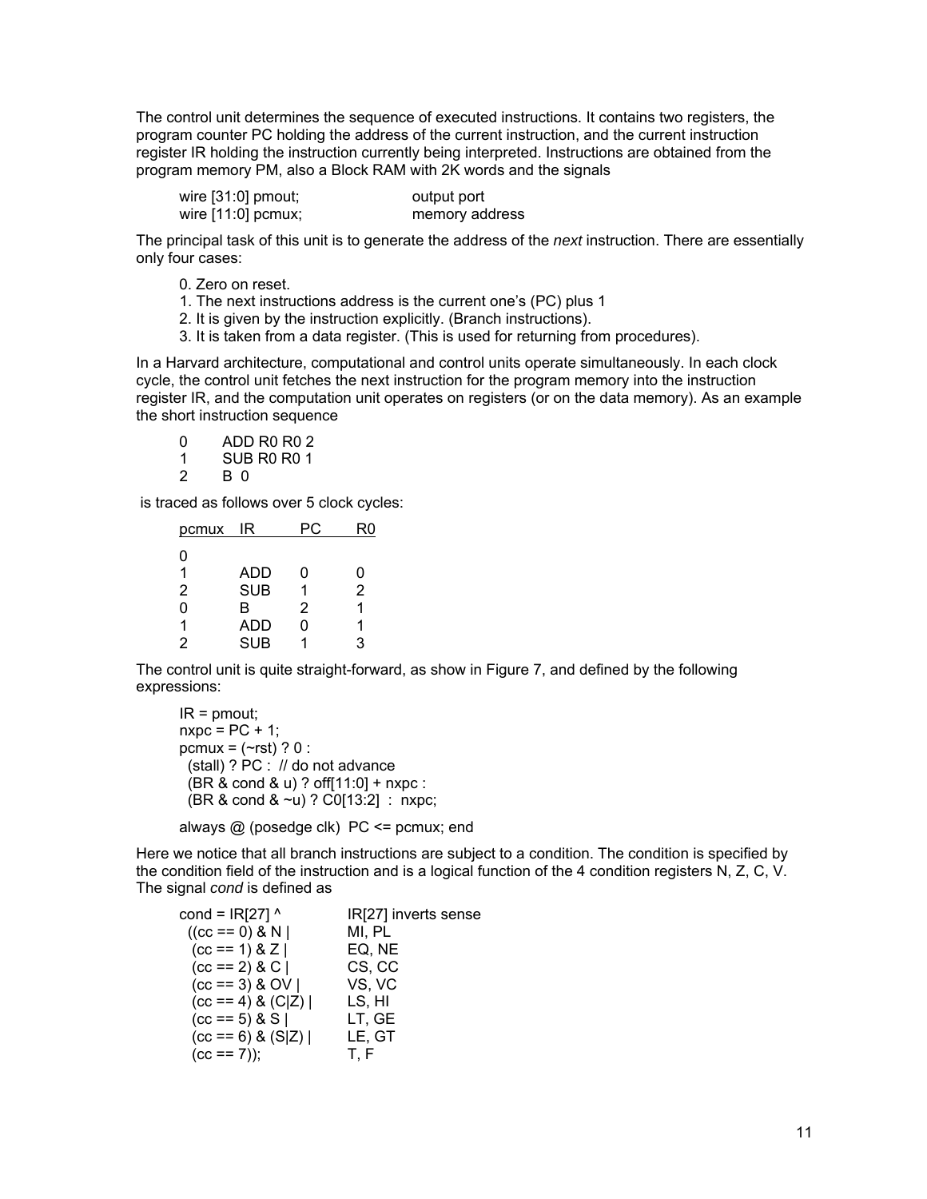The control unit determines the sequence of executed instructions. It contains two registers, the program counter PC holding the address of the current instruction, and the current instruction register IR holding the instruction currently being interpreted. Instructions are obtained from the program memory PM, also a Block RAM with 2K words and the signals

```
wire [31:0] pmout;          output port
wire [11:0] pcmux;          memory address
```

The principal task of this unit is to generate the address of the *next* instruction. There are essentially only four cases:

0. Zero on reset.
1. The next instructions address is the current one's (PC) plus 1
2. It is given by the instruction explicitly. (Branch instructions).
3. It is taken from a data register. (This is used for returning from procedures).

In a Harvard architecture, computational and control units operate simultaneously. In each clock cycle, the control unit fetches the next instruction for the program memory into the instruction register IR, and the computation unit operates on registers (or on the data memory). As an example the short instruction sequence

```
0    ADD R0 R0 2
1    SUB R0 R0 1
2    B  0
```

is traced as follows over 5 clock cycles:

| pcmux | IR | PC | R0 |
|---|---|---|---|
| 0 | | | |
| 1 | ADD | 0 | 0 |
| 2 | SUB | 1 | 2 |
| 0 | B | 2 | 1 |
| 1 | ADD | 0 | 1 |
| 2 | SUB | 1 | 3 |

The control unit is quite straight-forward, as show in Figure 7, and defined by the following expressions:

```
IR = pmout;
nxpc = PC + 1;
pcmux = (~rst) ? 0 :
  (stall) ? PC :  // do not advance
  (BR & cond & u) ? off[11:0] + nxpc :
  (BR & cond & ~u) ? C0[13:2]  :  nxpc;

always @ (posedge clk)  PC <= pcmux; end
```

Here we notice that all branch instructions are subject to a condition. The condition is specified by the condition field of the instruction and is a logical function of the 4 condition registers N, Z, C, V. The signal *cond* is defined as

```
cond = IR[27] ^             IR[27] inverts sense
  ((cc == 0) & N |          MI, PL
   (cc == 1) & Z |          EQ, NE
   (cc == 2) & C |          CS, CC
   (cc == 3) & OV |         VS, VC
   (cc == 4) & (C|Z) |      LS, HI
   (cc == 5) & S |          LT, GE
   (cc == 6) & (S|Z) |      LE, GT
   (cc == 7));              T, F
```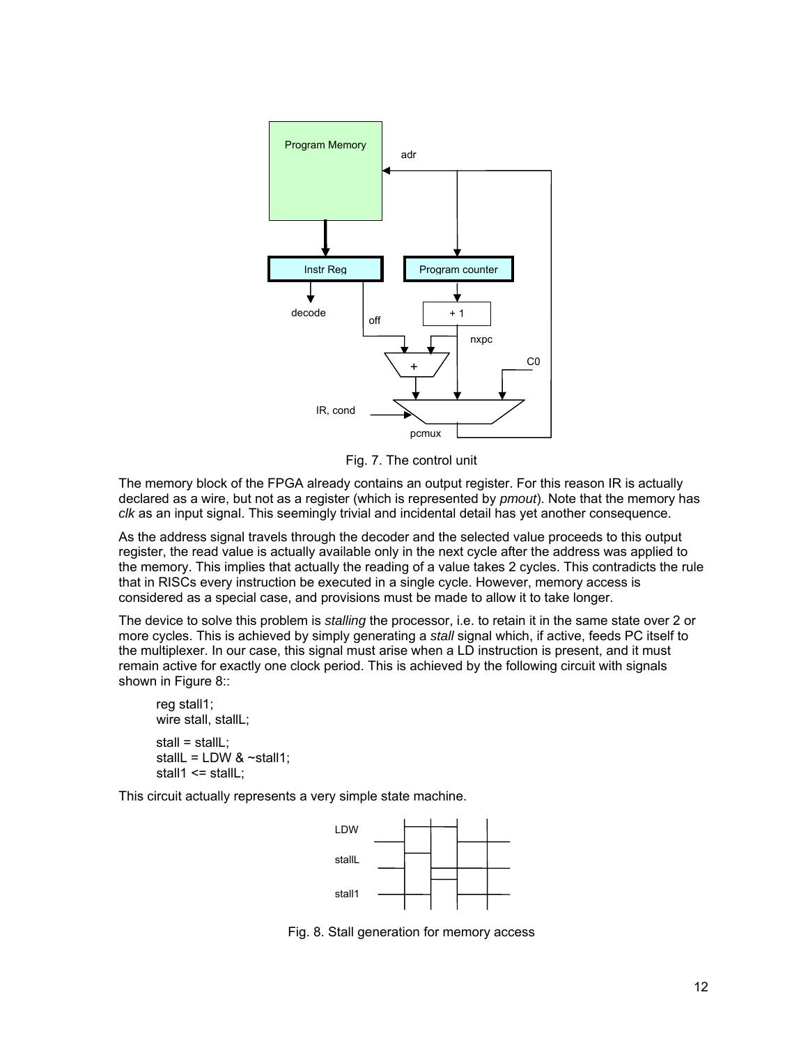Fig. 7. The control unit

The memory block of the FPGA already contains an output register. For this reason IR is actually declared as a wire, but not as a register (which is represented by *pmout*). Note that the memory has *clk* as an input signal. This seemingly trivial and incidental detail has yet another consequence.

As the address signal travels through the decoder and the selected value proceeds to this output register, the read value is actually available only in the next cycle after the address was applied to the memory. This implies that actually the reading of a value takes 2 cycles. This contradicts the rule that in RISCs every instruction be executed in a single cycle. However, memory access is considered as a special case, and provisions must be made to allow it to take longer.

The device to solve this problem is *stalling* the processor, i.e. to retain it in the same state over 2 or more cycles. This is achieved by simply generating a *stall* signal which, if active, feeds PC itself to the multiplexer. In our case, this signal must arise when a LD instruction is present, and it must remain active for exactly one clock period. This is achieved by the following circuit with signals shown in Figure 8::

```
reg stall1;
wire stall, stallL;

stall = stallL;
stallL = LDW & ~stall1;
stall1 <= stallL;
```

This circuit actually represents a very simple state machine.

Fig. 8. Stall generation for memory access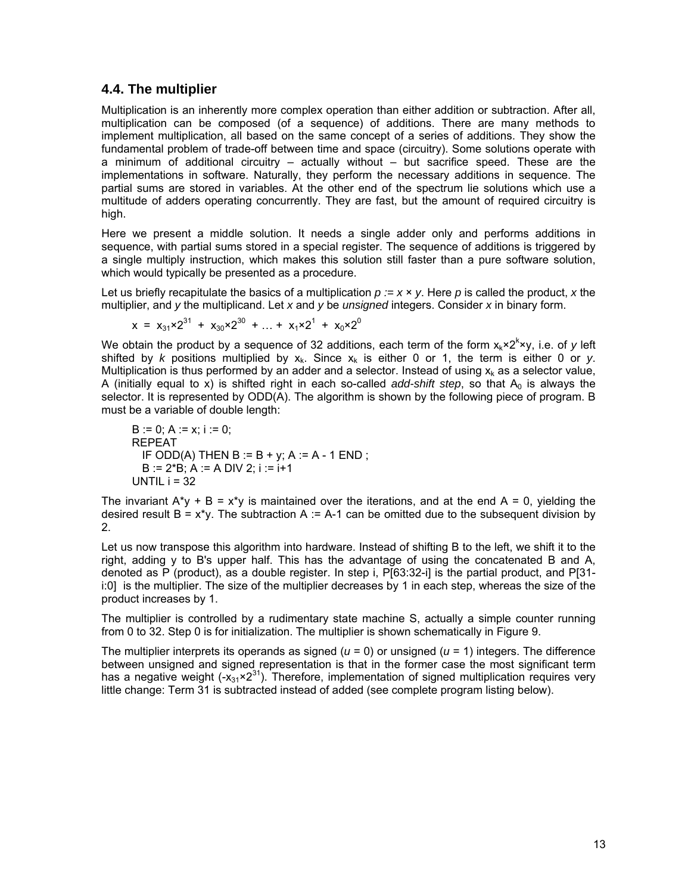## 4.4. The multiplier

Multiplication is an inherently more complex operation than either addition or subtraction. After all, multiplication can be composed (of a sequence) of additions. There are many methods to implement multiplication, all based on the same concept of a series of additions. They show the fundamental problem of trade-off between time and space (circuitry). Some solutions operate with a minimum of additional circuitry – actually without – but sacrifice speed. These are the implementations in software. Naturally, they perform the necessary additions in sequence. The partial sums are stored in variables. At the other end of the spectrum lie solutions which use a multitude of adders operating concurrently. They are fast, but the amount of required circuitry is high.

Here we present a middle solution. It needs a single adder only and performs additions in sequence, with partial sums stored in a special register. The sequence of additions is triggered by a single multiply instruction, which makes this solution still faster than a pure software solution, which would typically be presented as a procedure.

Let us briefly recapitulate the basics of a multiplication $p := x \times y$. Here *p* is called the product, *x* the multiplier, and *y* the multiplicand. Let *x* and *y* be *unsigned* integers. Consider *x* in binary form.

$$x = x_{31}\times 2^{31} + x_{30}\times 2^{30} + \ldots + x_1\times 2^1 + x_0\times 2^0$$

We obtain the product by a sequence of 32 additions, each term of the form $x_k\times 2^k\times y$, i.e. of *y* left shifted by *k* positions multiplied by $x_k$. Since $x_k$ is either 0 or 1, the term is either 0 or *y*. Multiplication is thus performed by an adder and a selector. Instead of using $x_k$ as a selector value, A (initially equal to x) is shifted right in each so-called *add-shift step*, so that $A_0$ is always the selector. It is represented by ODD(A). The algorithm is shown by the following piece of program. B must be a variable of double length:

```
B := 0; A := x; i := 0;
REPEAT
  IF ODD(A) THEN B := B + y; A := A - 1 END ;
  B := 2*B; A := A DIV 2; i := i+1
UNTIL i = 32
```

The invariant A*y + B = x*y is maintained over the iterations, and at the end A = 0, yielding the desired result B = x*y. The subtraction A := A-1 can be omitted due to the subsequent division by 2.

Let us now transpose this algorithm into hardware. Instead of shifting B to the left, we shift it to the right, adding y to B's upper half. This has the advantage of using the concatenated B and A, denoted as P (product), as a double register. In step i, P[63:32-i] is the partial product, and P[31-i:0] is the multiplier. The size of the multiplier decreases by 1 in each step, whereas the size of the product increases by 1.

The multiplier is controlled by a rudimentary state machine S, actually a simple counter running from 0 to 32. Step 0 is for initialization. The multiplier is shown schematically in Figure 9.

The multiplier interprets its operands as signed (*u* = 0) or unsigned (*u* = 1) integers. The difference between unsigned and signed representation is that in the former case the most significant term has a negative weight ($-x_{31}\times 2^{31}$). Therefore, implementation of signed multiplication requires very little change: Term 31 is subtracted instead of added (see complete program listing below).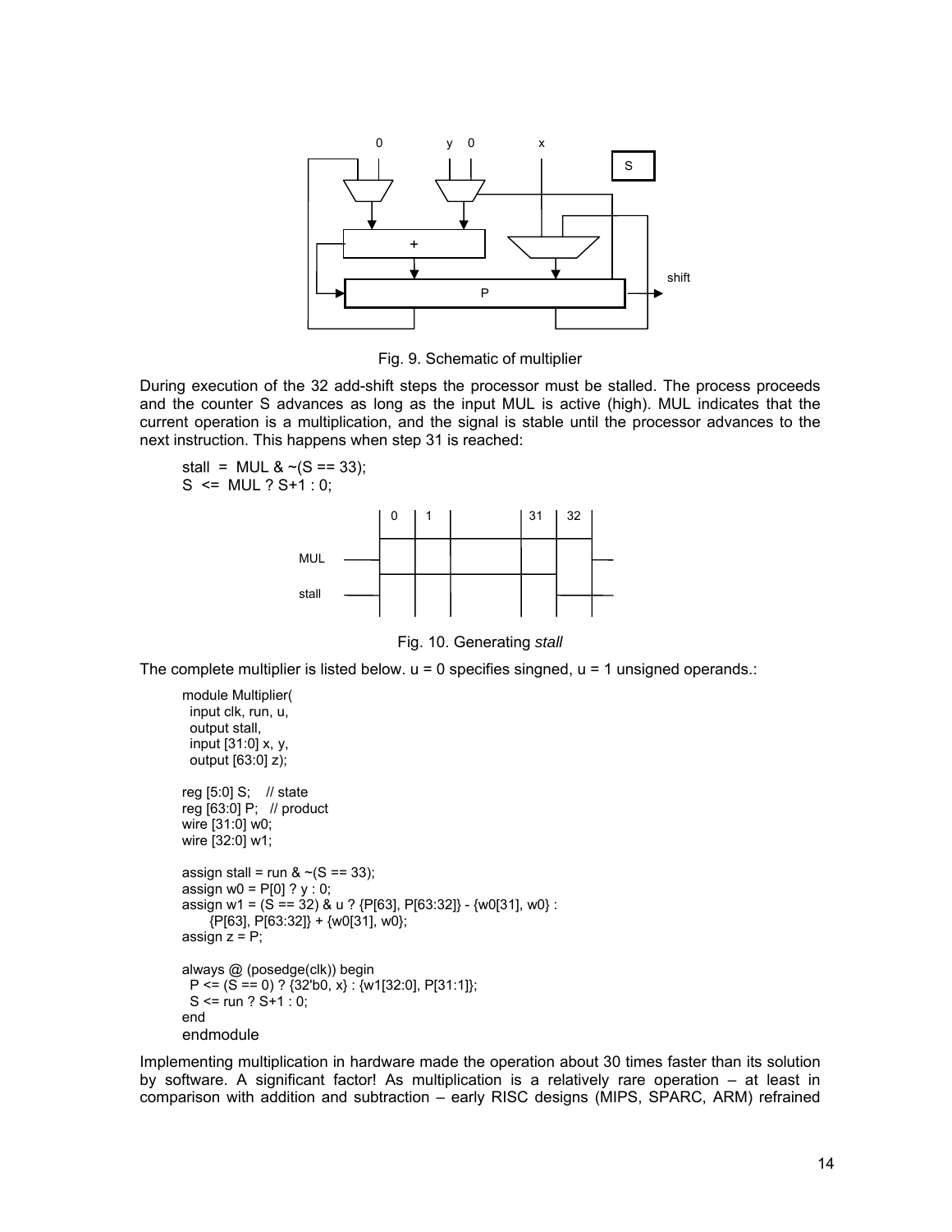Fig. 9. Schematic of multiplier

During execution of the 32 add-shift steps the processor must be stalled. The process proceeds and the counter S advances as long as the input MUL is active (high). MUL indicates that the current operation is a multiplication, and the signal is stable until the processor advances to the next instruction. This happens when step 31 is reached:

```
stall  =  MUL & ~(S == 33);
S  <=  MUL ? S+1 : 0;
```

Fig. 10. Generating *stall*

The complete multiplier is listed below. u = 0 specifies singned, u = 1 unsigned operands.:

```
module Multiplier(
  input clk, run, u,
  output stall,
  input [31:0] x, y,
  output [63:0] z);

reg [5:0] S;    // state
reg [63:0] P;   // product
wire [31:0] w0;
wire [32:0] w1;

assign stall = run & ~(S == 33);
assign w0 = P[0] ? y : 0;
assign w1 = (S == 32) & u ? {P[63], P[63:32]} - {w0[31], w0} :
      {P[63], P[63:32]} + {w0[31], w0};
assign z = P;

always @ (posedge(clk)) begin
  P <= (S == 0) ? {32'b0, x} : {w1[32:0], P[31:1]};
  S <= run ? S+1 : 0;
end
endmodule
```

Implementing multiplication in hardware made the operation about 30 times faster than its solution by software. A significant factor! As multiplication is a relatively rare operation – at least in comparison with addition and subtraction – early RISC designs (MIPS, SPARC, ARM) refrained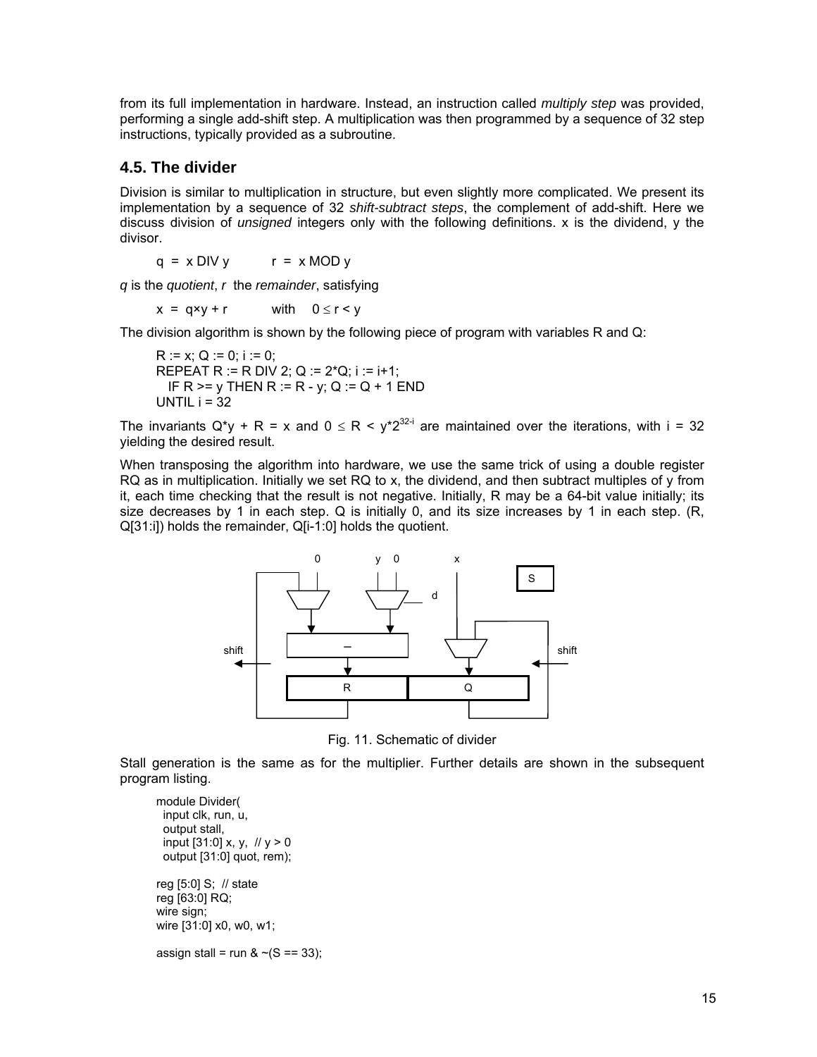from its full implementation in hardware. Instead, an instruction called *multiply step* was provided, performing a single add-shift step. A multiplication was then programmed by a sequence of 32 step instructions, typically provided as a subroutine.

## 4.5. The divider

Division is similar to multiplication in structure, but even slightly more complicated. We present its implementation by a sequence of 32 *shift-subtract steps*, the complement of add-shift. Here we discuss division of *unsigned* integers only with the following definitions. x is the dividend, y the divisor.

q = x DIV y    r = x MOD y

*q* is the *quotient*, *r* the *remainder*, satisfying

$x = q \times y + r$  with  $0 \le r < y$

The division algorithm is shown by the following piece of program with variables R and Q:

```
R := x; Q := 0; i := 0;
REPEAT R := R DIV 2; Q := 2*Q; i := i+1;
  IF R >= y THEN R := R - y; Q := Q + 1 END
UNTIL i = 32
```

The invariants $Q^*y + R = x$ and $0 \le R < y^*2^{32-i}$ are maintained over the iterations, with i = 32 yielding the desired result.

When transposing the algorithm into hardware, we use the same trick of using a double register RQ as in multiplication. Initially we set RQ to x, the dividend, and then subtract multiples of y from it, each time checking that the result is not negative. Initially, R may be a 64-bit value initially; its size decreases by 1 in each step. Q is initially 0, and its size increases by 1 in each step. (R, Q[31:i]) holds the remainder, Q[i-1:0] holds the quotient.

Fig. 11. Schematic of divider

Stall generation is the same as for the multiplier. Further details are shown in the subsequent program listing.

```
module Divider(
  input clk, run, u,
  output stall,
  input [31:0] x, y,  // y > 0
  output [31:0] quot, rem);

reg [5:0] S;  // state
reg [63:0] RQ;
wire sign;
wire [31:0] x0, w0, w1;

assign stall = run & ~(S == 33);
```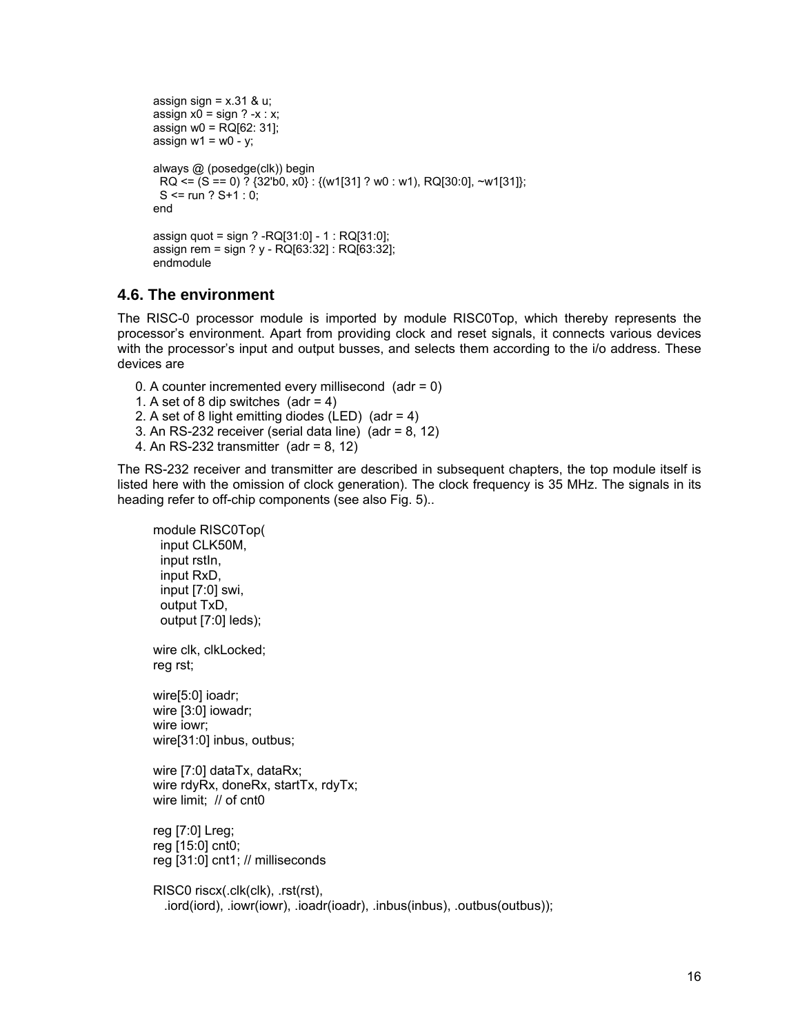```
assign sign = x.31 & u;
assign x0 = sign ? -x : x;
assign w0 = RQ[62: 31];
assign w1 = w0 - y;

always @ (posedge(clk)) begin
  RQ <= (S == 0) ? {32'b0, x0} : {(w1[31] ? w0 : w1), RQ[30:0], ~w1[31]};
  S <= run ? S+1 : 0;
end

assign quot = sign ? -RQ[31:0] - 1 : RQ[31:0];
assign rem = sign ? y - RQ[63:32] : RQ[63:32];
endmodule
```

## 4.6. The environment

The RISC-0 processor module is imported by module RISC0Top, which thereby represents the processor's environment. Apart from providing clock and reset signals, it connects various devices with the processor's input and output busses, and selects them according to the i/o address. These devices are

0. A counter incremented every millisecond (adr = 0)
1. A set of 8 dip switches (adr = 4)
2. A set of 8 light emitting diodes (LED) (adr = 4)
3. An RS-232 receiver (serial data line) (adr = 8, 12)
4. An RS-232 transmitter (adr = 8, 12)

The RS-232 receiver and transmitter are described in subsequent chapters, the top module itself is listed here with the omission of clock generation). The clock frequency is 35 MHz. The signals in its heading refer to off-chip components (see also Fig. 5)..

```
module RISC0Top(
  input CLK50M,
  input rstIn,
  input RxD,
  input [7:0] swi,
  output TxD,
  output [7:0] leds);

wire clk, clkLocked;
reg rst;

wire[5:0] ioadr;
wire [3:0] iowadr;
wire iowr;
wire[31:0] inbus, outbus;

wire [7:0] dataTx, dataRx;
wire rdyRx, doneRx, startTx, rdyTx;
wire limit;  // of cnt0

reg [7:0] Lreg;
reg [15:0] cnt0;
reg [31:0] cnt1; // milliseconds

RISC0 riscx(.clk(clk), .rst(rst),
   .iord(iord), .iowr(iowr), .ioadr(ioadr), .inbus(inbus), .outbus(outbus));
```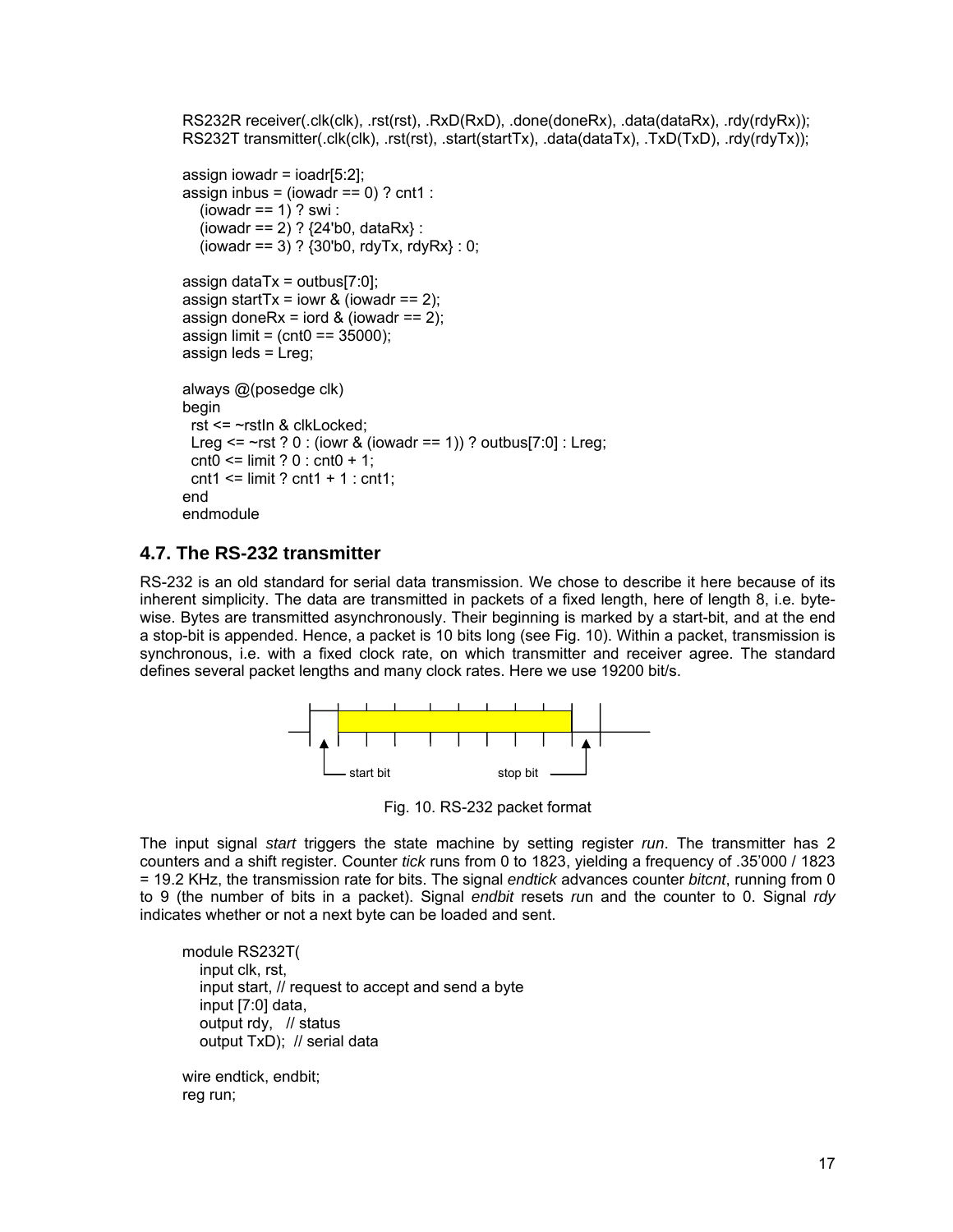```
RS232R receiver(.clk(clk), .rst(rst), .RxD(RxD), .done(doneRx), .data(dataRx), .rdy(rdyRx));
RS232T transmitter(.clk(clk), .rst(rst), .start(startTx), .data(dataTx), .TxD(TxD), .rdy(rdyTx));

assign iowadr = ioadr[5:2];
assign inbus = (iowadr == 0) ? cnt1 :
   (iowadr == 1) ? swi :
   (iowadr == 2) ? {24'b0, dataRx} :
   (iowadr == 3) ? {30'b0, rdyTx, rdyRx} : 0;

assign dataTx = outbus[7:0];
assign startTx = iowr & (iowadr == 2);
assign doneRx = iord & (iowadr == 2);
assign limit = (cnt0 == 35000);
assign leds = Lreg;

always @(posedge clk)
begin
  rst <= ~rstIn & clkLocked;
  Lreg <= ~rst ? 0 : (iowr & (iowadr == 1)) ? outbus[7:0] : Lreg;
  cnt0 <= limit ? 0 : cnt0 + 1;
  cnt1 <= limit ? cnt1 + 1 : cnt1;
end
endmodule
```

## 4.7. The RS-232 transmitter

RS-232 is an old standard for serial data transmission. We chose to describe it here because of its inherent simplicity. The data are transmitted in packets of a fixed length, here of length 8, i.e. byte-wise. Bytes are transmitted asynchronously. Their beginning is marked by a start-bit, and at the end a stop-bit is appended. Hence, a packet is 10 bits long (see Fig. 10). Within a packet, transmission is synchronous, i.e. with a fixed clock rate, on which transmitter and receiver agree. The standard defines several packet lengths and many clock rates. Here we use 19200 bit/s.

Fig. 10. RS-232 packet format

The input signal *start* triggers the state machine by setting register *run*. The transmitter has 2 counters and a shift register. Counter *tick* runs from 0 to 1823, yielding a frequency of .35'000 / 1823 = 19.2 KHz, the transmission rate for bits. The signal *endtick* advances counter *bitcnt*, running from 0 to 9 (the number of bits in a packet). Signal *endbit* resets *run* and the counter to 0. Signal *rdy* indicates whether or not a next byte can be loaded and sent.

```
module RS232T(
   input clk, rst,
   input start, // request to accept and send a byte
   input [7:0] data,
   output rdy,   // status
   output TxD);  // serial data

wire endtick, endbit;
reg run;
```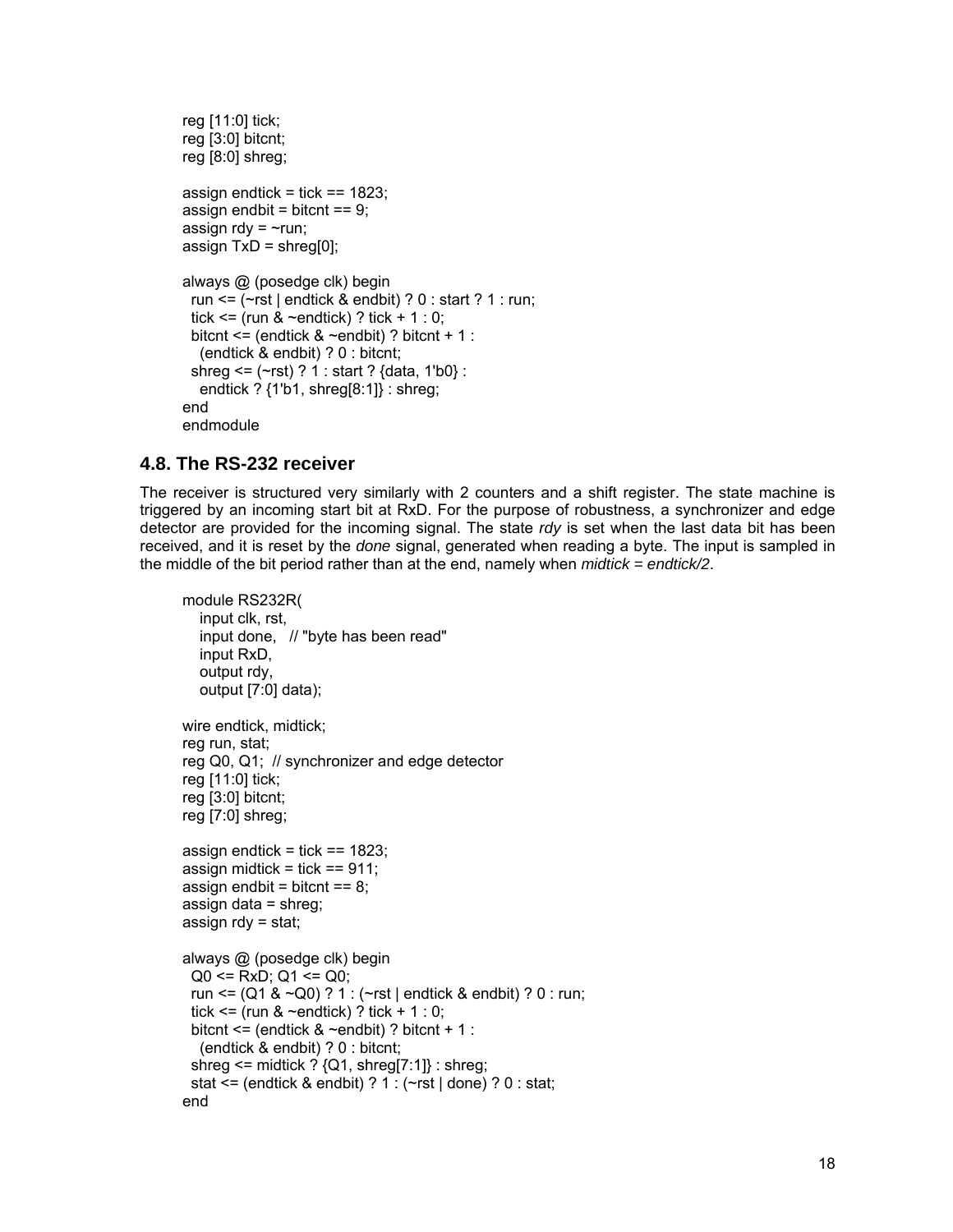```
reg [11:0] tick;
reg [3:0] bitcnt;
reg [8:0] shreg;

assign endtick = tick == 1823;
assign endbit = bitcnt == 9;
assign rdy = ~run;
assign TxD = shreg[0];

always @ (posedge clk) begin
  run <= (~rst | endtick & endbit) ? 0 : start ? 1 : run;
  tick <= (run & ~endtick) ? tick + 1 : 0;
  bitcnt <= (endtick & ~endbit) ? bitcnt + 1 :
    (endtick & endbit) ? 0 : bitcnt;
  shreg <= (~rst) ? 1 : start ? {data, 1'b0} :
    endtick ? {1'b1, shreg[8:1]} : shreg;
end
endmodule
```

## 4.8. The RS-232 receiver

The receiver is structured very similarly with 2 counters and a shift register. The state machine is triggered by an incoming start bit at RxD. For the purpose of robustness, a synchronizer and edge detector are provided for the incoming signal. The state *rdy* is set when the last data bit has been received, and it is reset by the *done* signal, generated when reading a byte. The input is sampled in the middle of the bit period rather than at the end, namely when *midtick = endtick/2*.

```
module RS232R(
   input clk, rst,
   input done,   // "byte has been read"
   input RxD,
   output rdy,
   output [7:0] data);

wire endtick, midtick;
reg run, stat;
reg Q0, Q1;  // synchronizer and edge detector
reg [11:0] tick;
reg [3:0] bitcnt;
reg [7:0] shreg;

assign endtick = tick == 1823;
assign midtick = tick == 911;
assign endbit = bitcnt == 8;
assign data = shreg;
assign rdy = stat;

always @ (posedge clk) begin
  Q0 <= RxD; Q1 <= Q0;
  run <= (Q1 & ~Q0) ? 1 : (~rst | endtick & endbit) ? 0 : run;
  tick <= (run & ~endtick) ? tick + 1 : 0;
  bitcnt <= (endtick & ~endbit) ? bitcnt + 1 :
    (endtick & endbit) ? 0 : bitcnt;
  shreg <= midtick ? {Q1, shreg[7:1]} : shreg;
  stat <= (endtick & endbit) ? 1 : (~rst | done) ? 0 : stat;
end
```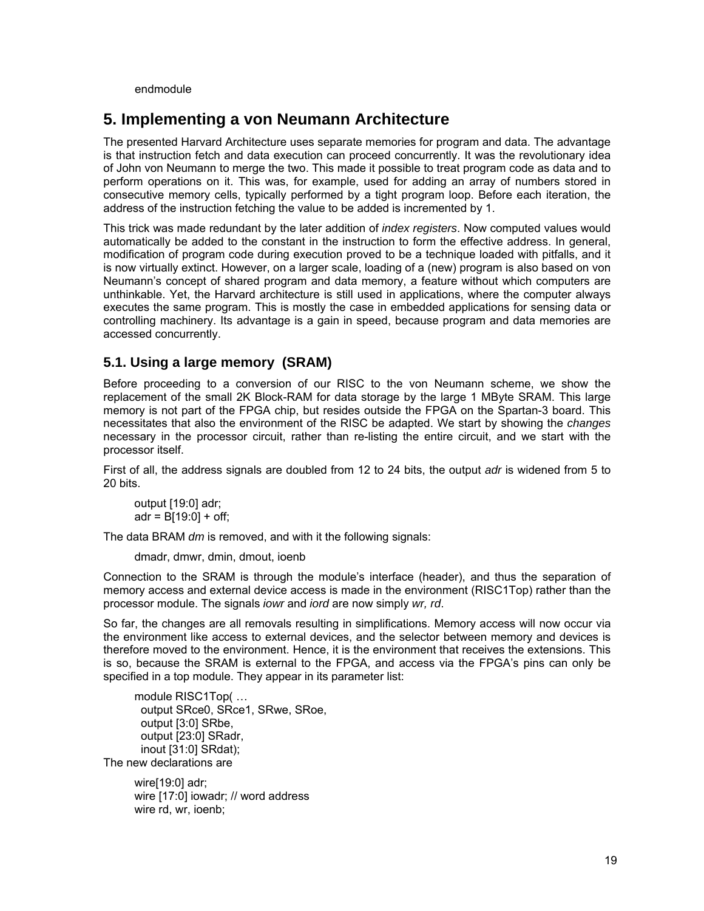```
endmodule
```

# 5. Implementing a von Neumann Architecture

The presented Harvard Architecture uses separate memories for program and data. The advantage is that instruction fetch and data execution can proceed concurrently. It was the revolutionary idea of John von Neumann to merge the two. This made it possible to treat program code as data and to perform operations on it. This was, for example, used for adding an array of numbers stored in consecutive memory cells, typically performed by a tight program loop. Before each iteration, the address of the instruction fetching the value to be added is incremented by 1.

This trick was made redundant by the later addition of *index registers*. Now computed values would automatically be added to the constant in the instruction to form the effective address. In general, modification of program code during execution proved to be a technique loaded with pitfalls, and it is now virtually extinct. However, on a larger scale, loading of a (new) program is also based on von Neumann's concept of shared program and data memory, a feature without which computers are unthinkable. Yet, the Harvard architecture is still used in applications, where the computer always executes the same program. This is mostly the case in embedded applications for sensing data or controlling machinery. Its advantage is a gain in speed, because program and data memories are accessed concurrently.

## 5.1. Using a large memory (SRAM)

Before proceeding to a conversion of our RISC to the von Neumann scheme, we show the replacement of the small 2K Block-RAM for data storage by the large 1 MByte SRAM. This large memory is not part of the FPGA chip, but resides outside the FPGA on the Spartan-3 board. This necessitates that also the environment of the RISC be adapted. We start by showing the *changes* necessary in the processor circuit, rather than re-listing the entire circuit, and we start with the processor itself.

First of all, the address signals are doubled from 12 to 24 bits, the output *adr* is widened from 5 to 20 bits.

```
output [19:0] adr;
adr = B[19:0] + off;
```

The data BRAM *dm* is removed, and with it the following signals:

```
dmadr, dmwr, dmin, dmout, ioenb
```

Connection to the SRAM is through the module's interface (header), and thus the separation of memory access and external device access is made in the environment (RISC1Top) rather than the processor module. The signals *iowr* and *iord* are now simply *wr, rd*.

So far, the changes are all removals resulting in simplifications. Memory access will now occur via the environment like access to external devices, and the selector between memory and devices is therefore moved to the environment. Hence, it is the environment that receives the extensions. This is so, because the SRAM is external to the FPGA, and access via the FPGA's pins can only be specified in a top module. They appear in its parameter list:

```
module RISC1Top( …
  output SRce0, SRce1, SRwe, SRoe,
  output [3:0] SRbe,
  output [23:0] SRadr,
  inout [31:0] SRdat);
```

The new declarations are

```
wire[19:0] adr;
wire [17:0] iowadr; // word address
wire rd, wr, ioenb;
```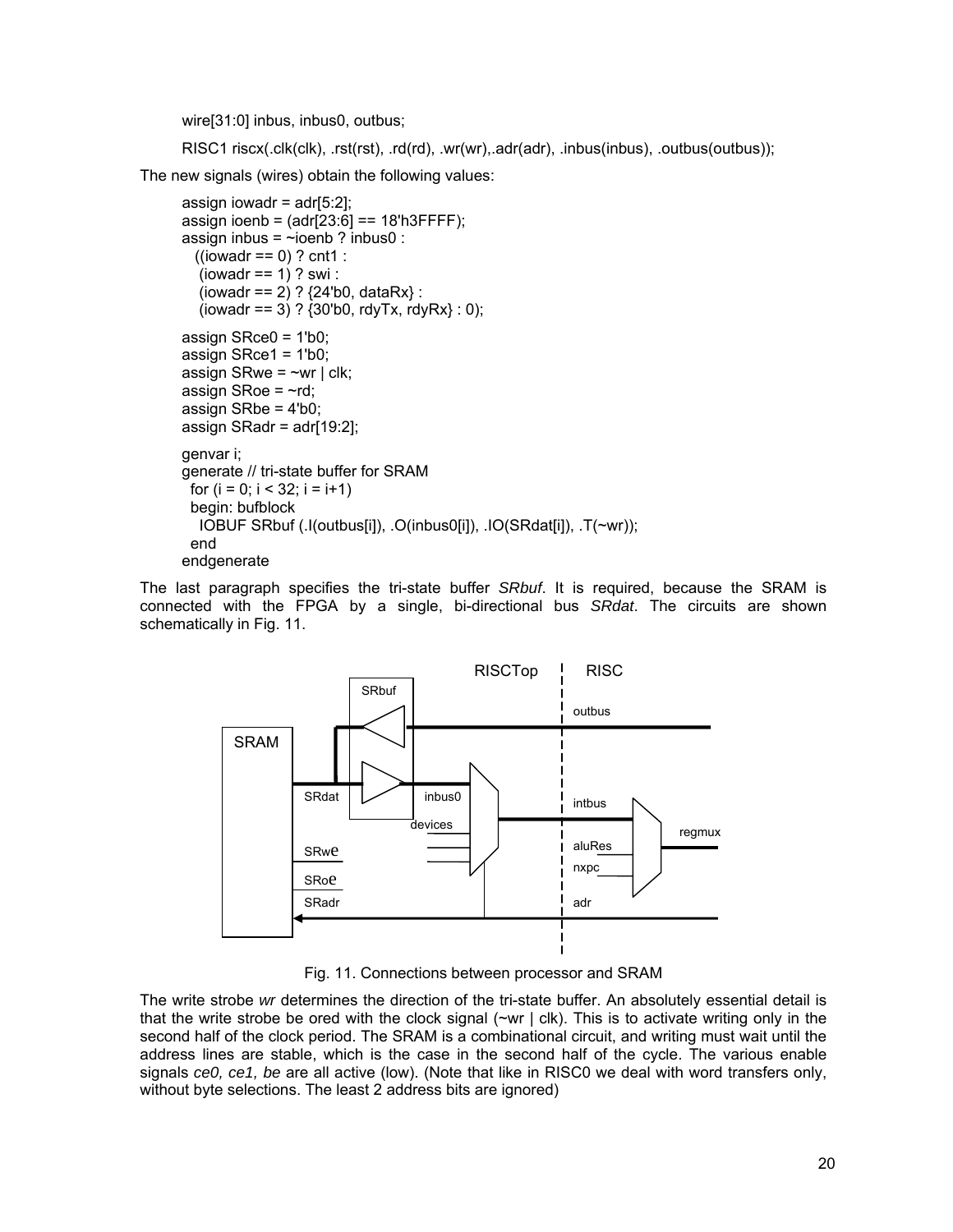```
wire[31:0] inbus, inbus0, outbus;

RISC1 riscx(.clk(clk), .rst(rst), .rd(rd), .wr(wr),.adr(adr), .inbus(inbus), .outbus(outbus));
```

The new signals (wires) obtain the following values:

```
assign iowadr = adr[5:2];
assign ioenb = (adr[23:6] == 18'h3FFFF);
assign inbus = ~ioenb ? inbus0 :
  ((iowadr == 0) ? cnt1 :
   (iowadr == 1) ? swi :
   (iowadr == 2) ? {24'b0, dataRx} :
   (iowadr == 3) ? {30'b0, rdyTx, rdyRx} : 0);

assign SRce0 = 1'b0;
assign SRce1 = 1'b0;
assign SRwe = ~wr | clk;
assign SRoe = ~rd;
assign SRbe = 4'b0;
assign SRadr = adr[19:2];

genvar i;
generate // tri-state buffer for SRAM
  for (i = 0; i < 32; i = i+1)
  begin: bufblock
    IOBUF SRbuf (.I(outbus[i]), .O(inbus0[i]), .IO(SRdat[i]), .T(~wr));
  end
endgenerate
```

The last paragraph specifies the tri-state buffer *SRbuf*. It is required, because the SRAM is connected with the FPGA by a single, bi-directional bus *SRdat*. The circuits are shown schematically in Fig. 11.

Fig. 11. Connections between processor and SRAM

The write strobe *wr* determines the direction of the tri-state buffer. An absolutely essential detail is that the write strobe be ored with the clock signal (~wr | clk). This is to activate writing only in the second half of the clock period. The SRAM is a combinational circuit, and writing must wait until the address lines are stable, which is the case in the second half of the cycle. The various enable signals *ce0, ce1, be* are all active (low). (Note that like in RISC0 we deal with word transfers only, without byte selections. The least 2 address bits are ignored)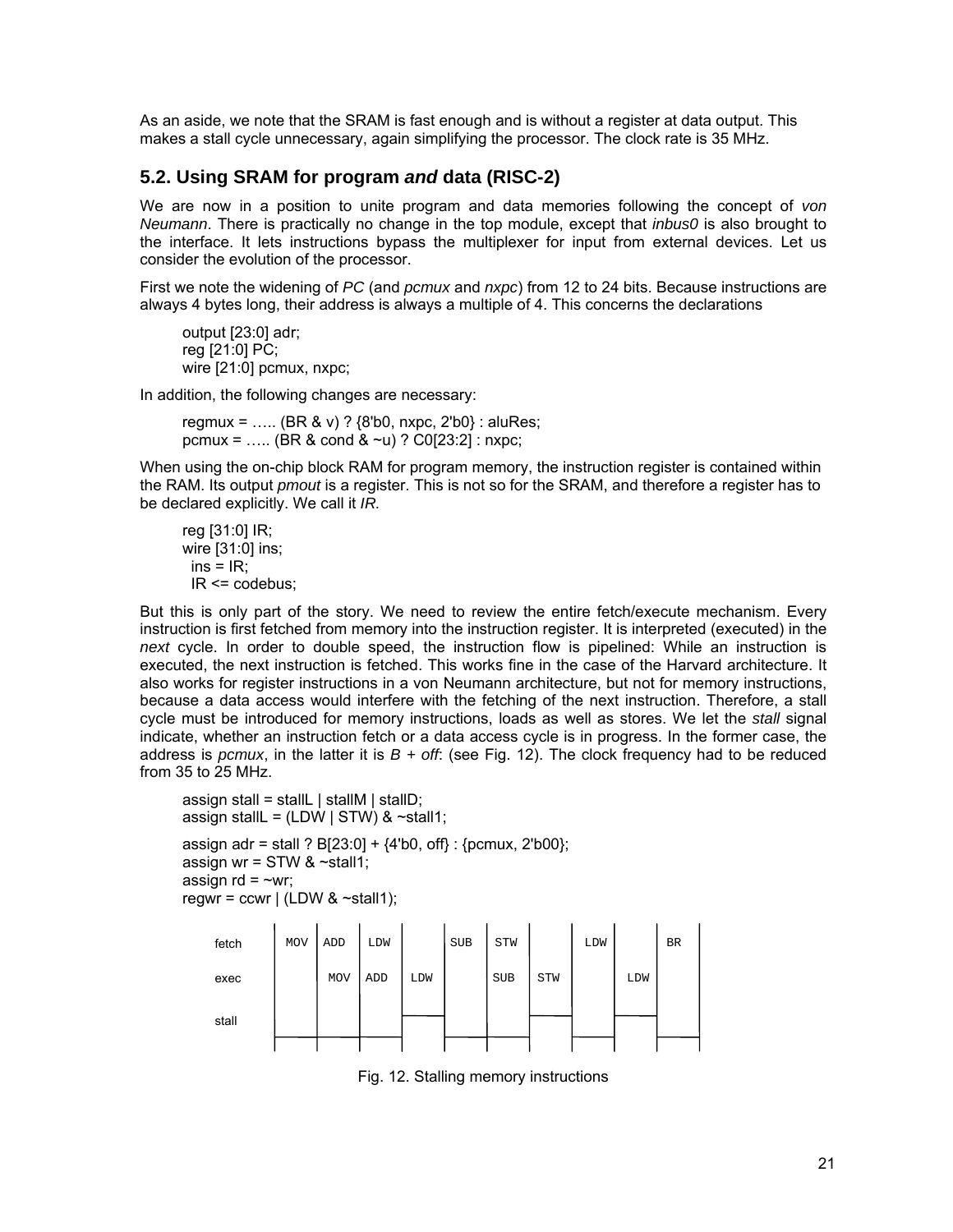As an aside, we note that the SRAM is fast enough and is without a register at data output. This makes a stall cycle unnecessary, again simplifying the processor. The clock rate is 35 MHz.

## 5.2. Using SRAM for program *and* data (RISC-2)

We are now in a position to unite program and data memories following the concept of *von Neumann*. There is practically no change in the top module, except that *inbus0* is also brought to the interface. It lets instructions bypass the multiplexer for input from external devices. Let us consider the evolution of the processor.

First we note the widening of *PC* (and *pcmux* and *nxpc*) from 12 to 24 bits. Because instructions are always 4 bytes long, their address is always a multiple of 4. This concerns the declarations

```
output [23:0] adr;
reg [21:0] PC;
wire [21:0] pcmux, nxpc;
```

In addition, the following changes are necessary:

```
regmux = ….. (BR & v) ? {8'b0, nxpc, 2'b0} : aluRes;
pcmux = ….. (BR & cond & ~u) ? C0[23:2] : nxpc;
```

When using the on-chip block RAM for program memory, the instruction register is contained within the RAM. Its output *pmout* is a register. This is not so for the SRAM, and therefore a register has to be declared explicitly. We call it *IR.*

```
reg [31:0] IR;
wire [31:0] ins;
  ins = IR;
  IR <= codebus;
```

But this is only part of the story. We need to review the entire fetch/execute mechanism. Every instruction is first fetched from memory into the instruction register. It is interpreted (executed) in the *next* cycle. In order to double speed, the instruction flow is pipelined: While an instruction is executed, the next instruction is fetched. This works fine in the case of the Harvard architecture. It also works for register instructions in a von Neumann architecture, but not for memory instructions, because a data access would interfere with the fetching of the next instruction. Therefore, a stall cycle must be introduced for memory instructions, loads as well as stores. We let the *stall* signal indicate, whether an instruction fetch or a data access cycle is in progress. In the former case, the address is *pcmux*, in the latter it is *B + off*: (see Fig. 12). The clock frequency had to be reduced from 35 to 25 MHz.

```
assign stall = stallL | stallM | stallD;
assign stallL = (LDW | STW) & ~stall1;

assign adr = stall ? B[23:0] + {4'b0, off} : {pcmux, 2'b00};
assign wr = STW & ~stall1;
assign rd = ~wr;
regwr = ccwr | (LDW & ~stall1);
```

| | | | | | | | | | | |
|---|---|---|---|---|---|---|---|---|---|---|
| fetch | MOV | ADD | LDW | | SUB | STW | | LDW | | BR |
| exec | | MOV | ADD | LDW | | SUB | STW | | LDW | |
| stall | low | low | low | high | low | low | high | low | high | low |

Fig. 12. Stalling memory instructions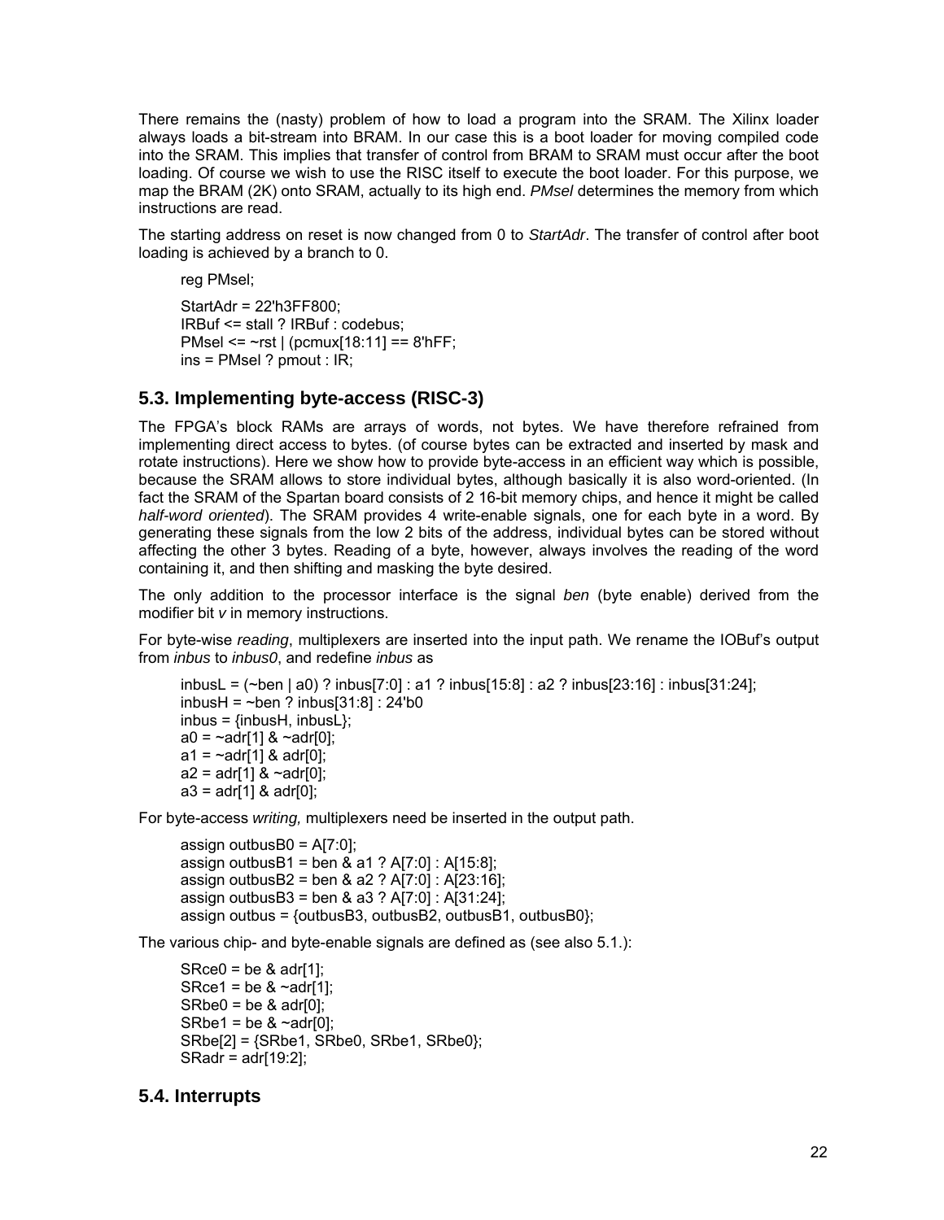There remains the (nasty) problem of how to load a program into the SRAM. The Xilinx loader always loads a bit-stream into BRAM. In our case this is a boot loader for moving compiled code into the SRAM. This implies that transfer of control from BRAM to SRAM must occur after the boot loading. Of course we wish to use the RISC itself to execute the boot loader. For this purpose, we map the BRAM (2K) onto SRAM, actually to its high end. *PMsel* determines the memory from which instructions are read.

The starting address on reset is now changed from 0 to *StartAdr*. The transfer of control after boot loading is achieved by a branch to 0.

```
reg PMsel;

StartAdr = 22'h3FF800;
IRBuf <= stall ? IRBuf : codebus;
PMsel <= ~rst | (pcmux[18:11] == 8'hFF;
ins = PMsel ? pmout : IR;
```

## 5.3. Implementing byte-access (RISC-3)

The FPGA's block RAMs are arrays of words, not bytes. We have therefore refrained from implementing direct access to bytes. (of course bytes can be extracted and inserted by mask and rotate instructions). Here we show how to provide byte-access in an efficient way which is possible, because the SRAM allows to store individual bytes, although basically it is also word-oriented. (In fact the SRAM of the Spartan board consists of 2 16-bit memory chips, and hence it might be called *half-word oriented*). The SRAM provides 4 write-enable signals, one for each byte in a word. By generating these signals from the low 2 bits of the address, individual bytes can be stored without affecting the other 3 bytes. Reading of a byte, however, always involves the reading of the word containing it, and then shifting and masking the byte desired.

The only addition to the processor interface is the signal *ben* (byte enable) derived from the modifier bit *v* in memory instructions.

For byte-wise *reading*, multiplexers are inserted into the input path. We rename the IOBuf's output from *inbus* to *inbus0*, and redefine *inbus* as

```
inbusL = (~ben | a0) ? inbus[7:0] : a1 ? inbus[15:8] : a2 ? inbus[23:16] : inbus[31:24];
inbusH = ~ben ? inbus[31:8] : 24'b0
inbus = {inbusH, inbusL};
a0 = ~adr[1] & ~adr[0];
a1 = ~adr[1] & adr[0];
a2 = adr[1] & ~adr[0];
a3 = adr[1] & adr[0];
```

For byte-access *writing,* multiplexers need be inserted in the output path.

```
assign outbusB0 = A[7:0];
assign outbusB1 = ben & a1 ? A[7:0] : A[15:8];
assign outbusB2 = ben & a2 ? A[7:0] : A[23:16];
assign outbusB3 = ben & a3 ? A[7:0] : A[31:24];
assign outbus = {outbusB3, outbusB2, outbusB1, outbusB0};
```

The various chip- and byte-enable signals are defined as (see also 5.1.):

```
SRce0 = be & adr[1];
SRce1 = be & ~adr[1];
SRbe0 = be & adr[0];
SRbe1 = be & ~adr[0];
SRbe[2] = {SRbe1, SRbe0, SRbe1, SRbe0};
SRadr = adr[19:2];
```

## 5.4. Interrupts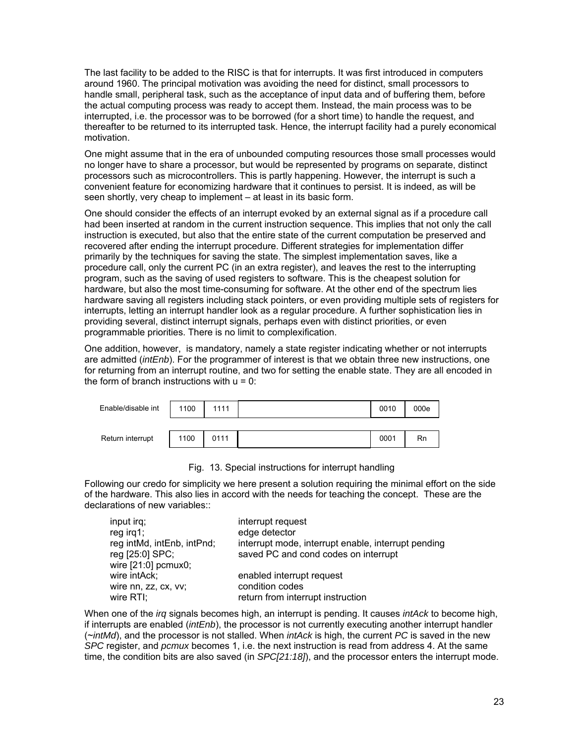The last facility to be added to the RISC is that for interrupts. It was first introduced in computers around 1960. The principal motivation was avoiding the need for distinct, small processors to handle small, peripheral task, such as the acceptance of input data and of buffering them, before the actual computing process was ready to accept them. Instead, the main process was to be interrupted, i.e. the processor was to be borrowed (for a short time) to handle the request, and thereafter to be returned to its interrupted task. Hence, the interrupt facility had a purely economical motivation.

One might assume that in the era of unbounded computing resources those small processes would no longer have to share a processor, but would be represented by programs on separate, distinct processors such as microcontrollers. This is partly happening. However, the interrupt is such a convenient feature for economizing hardware that it continues to persist. It is indeed, as will be seen shortly, very cheap to implement – at least in its basic form.

One should consider the effects of an interrupt evoked by an external signal as if a procedure call had been inserted at random in the current instruction sequence. This implies that not only the call instruction is executed, but also that the entire state of the current computation be preserved and recovered after ending the interrupt procedure. Different strategies for implementation differ primarily by the techniques for saving the state. The simplest implementation saves, like a procedure call, only the current PC (in an extra register), and leaves the rest to the interrupting program, such as the saving of used registers to software. This is the cheapest solution for hardware, but also the most time-consuming for software. At the other end of the spectrum lies hardware saving all registers including stack pointers, or even providing multiple sets of registers for interrupts, letting an interrupt handler look as a regular procedure. A further sophistication lies in providing several, distinct interrupt signals, perhaps even with distinct priorities, or even programmable priorities. There is no limit to complexification.

One addition, however, is mandatory, namely a state register indicating whether or not interrupts are admitted (*intEnb*). For the programmer of interest is that we obtain three new instructions, one for returning from an interrupt routine, and two for setting the enable state. They are all encoded in the form of branch instructions with u = 0:

| | | | | | |
|---|---|---|---|---|---|
| Enable/disable int | 1100 | 1111 | | 0010 | 000e |
| Return interrupt | 1100 | 0111 | | 0001 | Rn |

Fig. 13. Special instructions for interrupt handling

Following our credo for simplicity we here present a solution requiring the minimal effort on the side of the hardware. This also lies in accord with the needs for teaching the concept. These are the declarations of new variables::

```
input irq;                    interrupt request
reg irq1;                     edge detector
reg intMd, intEnb, intPnd;    interrupt mode, interrupt enable, interrupt pending
reg [25:0] SPC;               saved PC and cond codes on interrupt
wire [21:0] pcmux0;
wire intAck;                  enabled interrupt request
wire nn, zz, cx, vv;          condition codes
wire RTI;                     return from interrupt instruction
```

When one of the *irq* signals becomes high, an interrupt is pending. It causes *intAck* to become high, if interrupts are enabled (*intEnb*), the processor is not currently executing another interrupt handler (*~intMd*), and the processor is not stalled. When *intAck* is high, the current *PC* is saved in the new *SPC* register, and *pcmux* becomes 1, i.e. the next instruction is read from address 4. At the same time, the condition bits are also saved (in *SPC[21:18]*), and the processor enters the interrupt mode.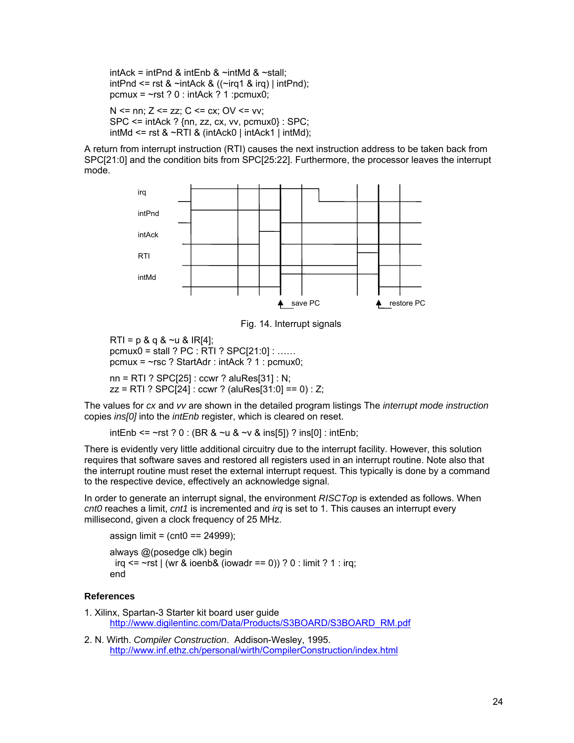```
intAck = intPnd & intEnb & ~intMd & ~stall;
intPnd <= rst & ~intAck & ((~irq1 & irq) | intPnd);
pcmux = ~rst ? 0 : intAck ? 1 :pcmux0;

N <= nn; Z <= zz; C <= cx; OV <= vv;
SPC <= intAck ? {nn, zz, cx, vv, pcmux0} : SPC;
intMd <= rst & ~RTI & (intAck0 | intAck1 | intMd);
```

A return from interrupt instruction (RTI) causes the next instruction address to be taken back from SPC[21:0] and the condition bits from SPC[25:22]. Furthermore, the processor leaves the interrupt mode.

irq

intPnd

intAck

RTI

intMd

save PC

restore PC

Fig. 14. Interrupt signals

```
RTI = p & q & ~u & IR[4];
pcmux0 = stall ? PC : RTI ? SPC[21:0] : ......
pcmux = ~rsc ? StartAdr : intAck ? 1 : pcmux0;

nn = RTI ? SPC[25] : ccwr ? aluRes[31] : N;
zz = RTI ? SPC[24] : ccwr ? (aluRes[31:0] == 0) : Z;
```

The values for *cx* and *vv* are shown in the detailed program listings The *interrupt mode instruction* copies *ins[0]* into the *intEnb* register, which is cleared on reset.

```
intEnb <= ~rst ? 0 : (BR & ~u & ~v & ins[5]) ? ins[0] : intEnb;
```

There is evidently very little additional circuitry due to the interrupt facility. However, this solution requires that software saves and restored all registers used in an interrupt routine. Note also that the interrupt routine must reset the external interrupt request. This typically is done by a command to the respective device, effectively an acknowledge signal.

In order to generate an interrupt signal, the environment *RISCTop* is extended as follows. When *cnt0* reaches a limit, *cnt1* is incremented and *irq* is set to 1. This causes an interrupt every millisecond, given a clock frequency of 25 MHz.

```
assign limit = (cnt0 == 24999);

always @(posedge clk) begin
  irq <= ~rst | (wr & ioenb& (iowadr == 0)) ? 0 : limit ? 1 : irq;
end
```

### References

1. Xilinx, Spartan-3 Starter kit board user guide
   http://www.digilentinc.com/Data/Products/S3BOARD/S3BOARD_RM.pdf
2. N. Wirth. *Compiler Construction*. Addison-Wesley, 1995.
   http://www.inf.ethz.ch/personal/wirth/CompilerConstruction/index.html